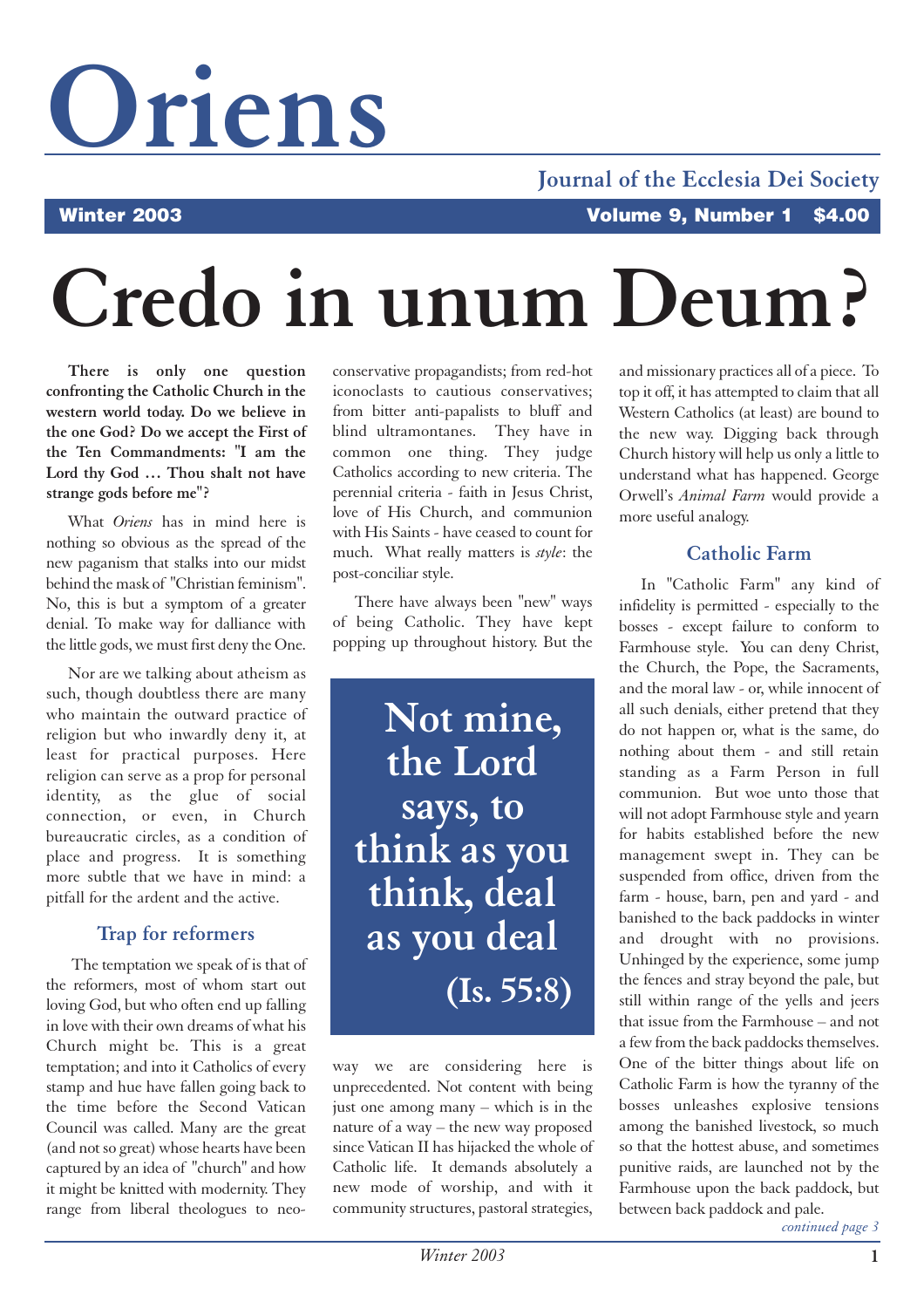# Oriens

Journal of the Ecclesia Dei Society

Winter 2003 — Volume 9, Number 1 — $4.00

# Credo in unum Deum?

**There is only one question confronting the Catholic Church in the western world today. Do we believe in the one God? Do we accept the First of the Ten Commandments: "I am the Lord thy God … Thou shalt not have strange gods before me"?**

What *Oriens* has in mind here is nothing so obvious as the spread of the new paganism that stalks into our midst behind the mask of "Christian feminism". No, this is but a symptom of a greater denial. To make way for dalliance with the little gods, we must first deny the One.

Nor are we talking about atheism as such, though doubtless there are many who maintain the outward practice of religion but who inwardly deny it, at least for practical purposes. Here religion can serve as a prop for personal identity, as the glue of social connection, or even, in Church bureaucratic circles, as a condition of place and progress. It is something more subtle that we have in mind: a pitfall for the ardent and the active.

## Trap for reformers

The temptation we speak of is that of the reformers, most of whom start out loving God, but who often end up falling in love with their own dreams of what his Church might be. This is a great temptation; and into it Catholics of every stamp and hue have fallen going back to the time before the Second Vatican Council was called. Many are the great (and not so great) whose hearts have been captured by an idea of "church" and how it might be knitted with modernity. They range from liberal theologues to neo-conservative propagandists; from red-hot iconoclasts to cautious conservatives; from bitter anti-papalists to bluff and blind ultramontanes. They have in common one thing. They judge Catholics according to new criteria. The perennial criteria - faith in Jesus Christ, love of His Church, and communion with His Saints - have ceased to count for much. What really matters is *style*: the post-conciliar style.

There have always been "new" ways of being Catholic. They have kept popping up throughout history. But the way we are considering here is unprecedented. Not content with being just one among many – which is in the nature of a way – the new way proposed since Vatican II has hijacked the whole of Catholic life. It demands absolutely a new mode of worship, and with it community structures, pastoral strategies, and missionary practices all of a piece. To top it off, it has attempted to claim that all Western Catholics (at least) are bound to the new way. Digging back through Church history will help us only a little to understand what has happened. George Orwell's *Animal Farm* would provide a more useful analogy.

> **Not mine, the Lord says, to think as you think, deal as you deal (Is. 55:8)**

## Catholic Farm

In "Catholic Farm" any kind of infidelity is permitted - especially to the bosses - except failure to conform to Farmhouse style. You can deny Christ, the Church, the Pope, the Sacraments, and the moral law - or, while innocent of all such denials, either pretend that they do not happen or, what is the same, do nothing about them - and still retain standing as a Farm Person in full communion. But woe unto those that will not adopt Farmhouse style and yearn for habits established before the new management swept in. They can be suspended from office, driven from the farm - house, barn, pen and yard - and banished to the back paddocks in winter and drought with no provisions. Unhinged by the experience, some jump the fences and stray beyond the pale, but still within range of the yells and jeers that issue from the Farmhouse – and not a few from the back paddocks themselves. One of the bitter things about life on Catholic Farm is how the tyranny of the bosses unleashes explosive tensions among the banished livestock, so much so that the hottest abuse, and sometimes punitive raids, are launched not by the Farmhouse upon the back paddock, but between back paddock and pale.

*continued page 3*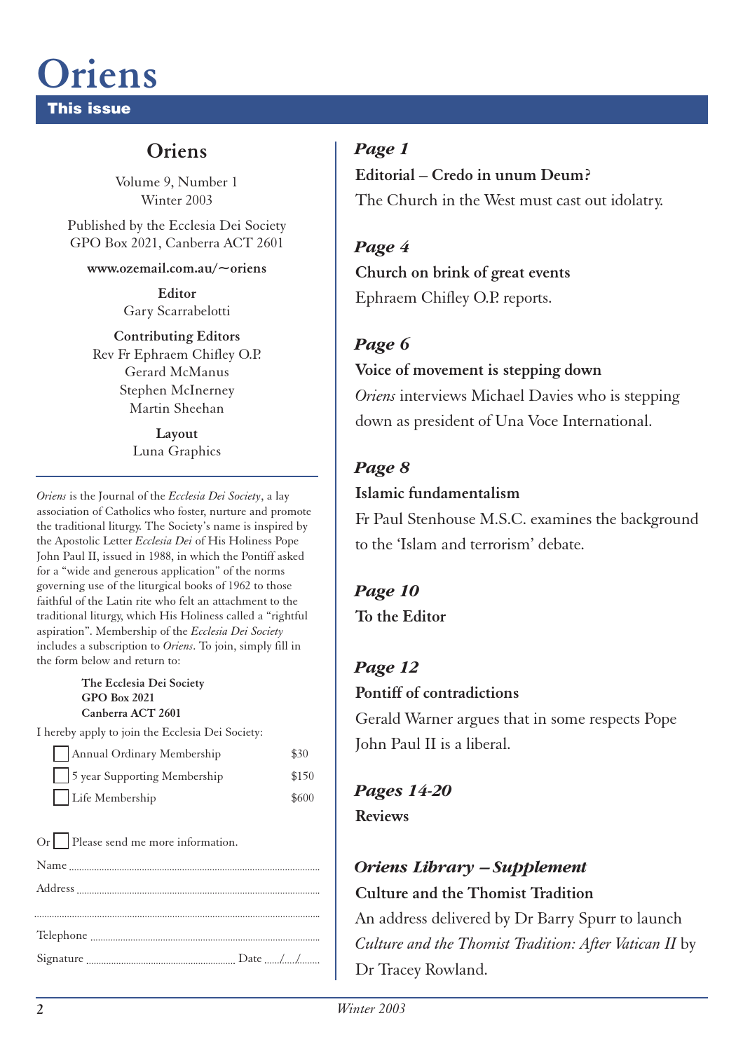# Oriens

## This issue

### Oriens

Volume 9, Number 1
Winter 2003

Published by the Ecclesia Dei Society
GPO Box 2021, Canberra ACT 2601

**www.ozemail.com.au/~oriens**

**Editor**
Gary Scarrabelotti

**Contributing Editors**
Rev Fr Ephraem Chifley O.P.
Gerard McManus
Stephen McInerney
Martin Sheehan

**Layout**
Luna Graphics

*Oriens* is the Journal of the *Ecclesia Dei Society*, a lay association of Catholics who foster, nurture and promote the traditional liturgy. The Society's name is inspired by the Apostolic Letter *Ecclesia Dei* of His Holiness Pope John Paul II, issued in 1988, in which the Pontiff asked for a "wide and generous application" of the norms governing use of the liturgical books of 1962 to those faithful of the Latin rite who felt an attachment to the traditional liturgy, which His Holiness called a "rightful aspiration". Membership of the *Ecclesia Dei Society* includes a subscription to *Oriens*. To join, simply fill in the form below and return to:

**The Ecclesia Dei Society**
**GPO Box 2021**
**Canberra ACT 2601**

I hereby apply to join the Ecclesia Dei Society:

- ☐ Annual Ordinary Membership $30
- ☐ 5 year Supporting Membership $150
- ☐ Life Membership $600

Or ☐ Please send me more information.

Name ..............................

Address ..............................

..............................

Telephone ..............................

Signature .............................. Date ..../..../....

***Page 1***

**Editorial – Credo in unum Deum?**
The Church in the West must cast out idolatry.

***Page 4***

**Church on brink of great events**
Ephraem Chifley O.P. reports.

***Page 6***

**Voice of movement is stepping down**
*Oriens* interviews Michael Davies who is stepping down as president of Una Voce International.

***Page 8***

**Islamic fundamentalism**
Fr Paul Stenhouse M.S.C. examines the background to the 'Islam and terrorism' debate.

***Page 10***

**To the Editor**

***Page 12***

**Pontiff of contradictions**
Gerald Warner argues that in some respects Pope John Paul II is a liberal.

***Pages 14-20***

**Reviews**

***Oriens Library – Supplement***

**Culture and the Thomist Tradition**
An address delivered by Dr Barry Spurr to launch *Culture and the Thomist Tradition: After Vatican II* by Dr Tracey Rowland.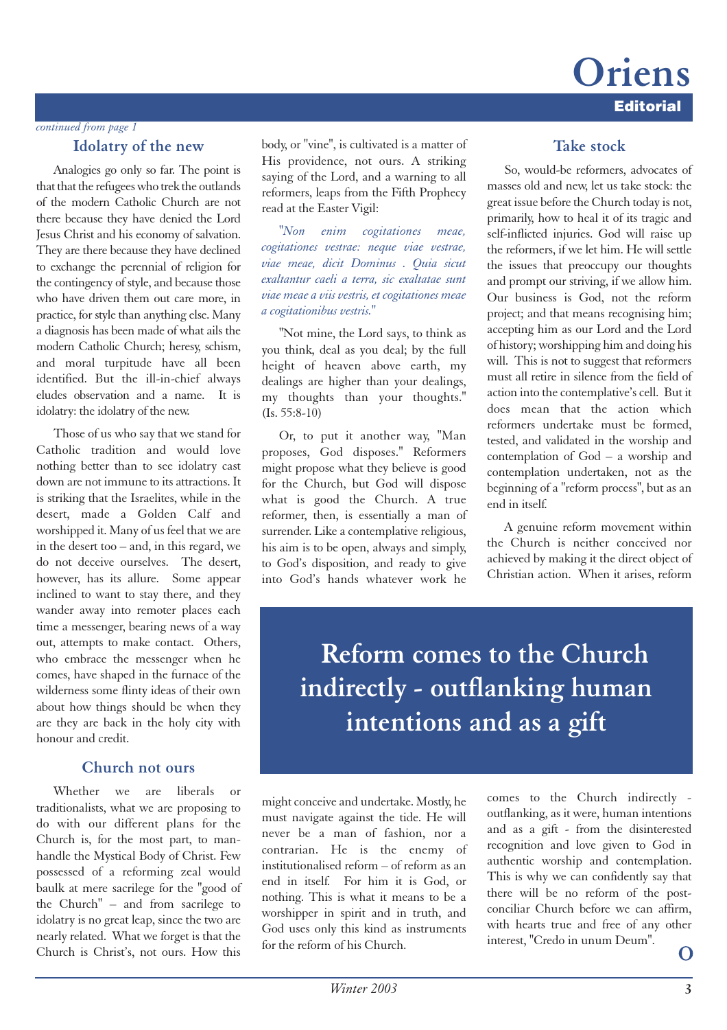*continued from page 1*

## Idolatry of the new

Analogies go only so far. The point is that that the refugees who trek the outlands of the modern Catholic Church are not there because they have denied the Lord Jesus Christ and his economy of salvation. They are there because they have declined to exchange the perennial of religion for the contingency of style, and because those who have driven them out care more, in practice, for style than anything else. Many a diagnosis has been made of what ails the modern Catholic Church; heresy, schism, and moral turpitude have all been identified. But the ill-in-chief always eludes observation and a name. It is idolatry: the idolatry of the new.

Those of us who say that we stand for Catholic tradition and would love nothing better than to see idolatry cast down are not immune to its attractions. It is striking that the Israelites, while in the desert, made a Golden Calf and worshipped it. Many of us feel that we are in the desert too – and, in this regard, we do not deceive ourselves. The desert, however, has its allure. Some appear inclined to want to stay there, and they wander away into remoter places each time a messenger, bearing news of a way out, attempts to make contact. Others, who embrace the messenger when he comes, have shaped in the furnace of the wilderness some flinty ideas of their own about how things should be when they are they are back in the holy city with honour and credit.

## Church not ours

Whether we are liberals or traditionalists, what we are proposing to do with our different plans for the Church is, for the most part, to manhandle the Mystical Body of Christ. Few possessed of a reforming zeal would baulk at mere sacrilege for the "good of the Church" – and from sacrilege to idolatry is no great leap, since the two are nearly related. What we forget is that the Church is Christ's, not ours. How this body, or "vine", is cultivated is a matter of His providence, not ours. A striking saying of the Lord, and a warning to all reformers, leaps from the Fifth Prophecy read at the Easter Vigil:

> *"Non enim cogitationes meae, cogitationes vestrae: neque viae vestrae, viae meae, dicit Dominus . Quia sicut exaltantur caeli a terra, sic exaltatae sunt viae meae a viis vestris, et cogitationes meae a cogitationibus vestris."*

"Not mine, the Lord says, to think as you think, deal as you deal; by the full height of heaven above earth, my dealings are higher than your dealings, my thoughts than your thoughts." (Is. 55:8-10)

Or, to put it another way, "Man proposes, God disposes." Reformers might propose what they believe is good for the Church, but God will dispose what is good the Church. A true reformer, then, is essentially a man of surrender. Like a contemplative religious, his aim is to be open, always and simply, to God's disposition, and ready to give into God's hands whatever work he might conceive and undertake. Mostly, he must navigate against the tide. He will never be a man of fashion, nor a contrarian. He is the enemy of institutionalised reform – of reform as an end in itself. For him it is God, or nothing. This is what it means to be a worshipper in spirit and in truth, and God uses only this kind as instruments for the reform of his Church.

## Take stock

So, would-be reformers, advocates of masses old and new, let us take stock: the great issue before the Church today is not, primarily, how to heal it of its tragic and self-inflicted injuries. God will raise up the reformers, if we let him. He will settle the issues that preoccupy our thoughts and prompt our striving, if we allow him. Our business is God, not the reform project; and that means recognising him; accepting him as our Lord and the Lord of history; worshipping him and doing his will. This is not to suggest that reformers must all retire in silence from the field of action into the contemplative's cell. But it does mean that the action which reformers undertake must be formed, tested, and validated in the worship and contemplation of God – a worship and contemplation undertaken, not as the beginning of a "reform process", but as an end in itself.

A genuine reform movement within the Church is neither conceived nor achieved by making it the direct object of Christian action. When it arises, reform comes to the Church indirectly - outflanking, as it were, human intentions and as a gift - from the disinterested recognition and love given to God in authentic worship and contemplation. This is why we can confidently say that there will be no reform of the post-conciliar Church before we can affirm, with hearts true and free of any other interest, "Credo in unum Deum".

> **Reform comes to the Church indirectly - outflanking human intentions and as a gift**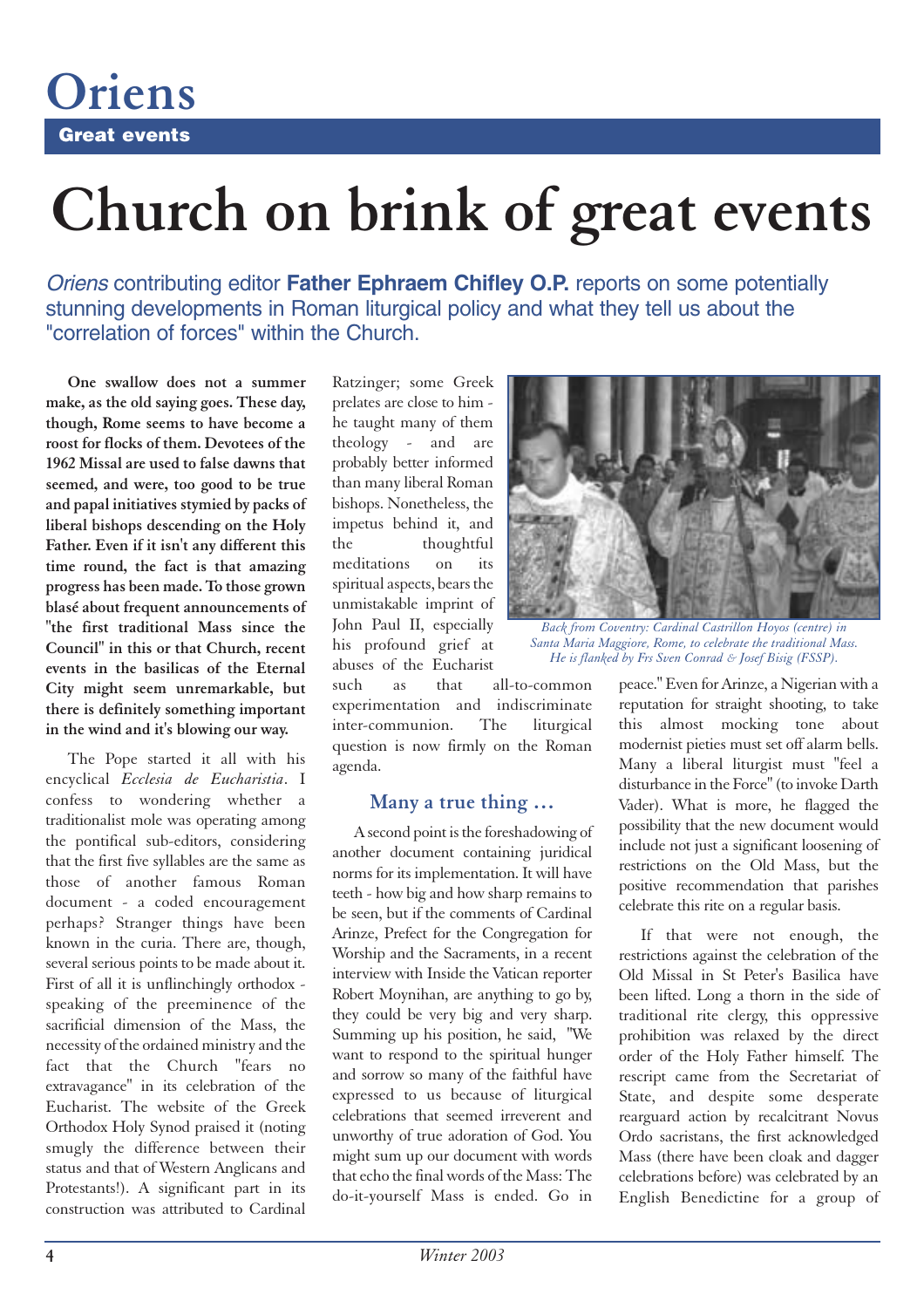# Oriens

**Great events**

# Church on brink of great events

*Oriens* contributing editor **Father Ephraem Chifley O.P.** reports on some potentially stunning developments in Roman liturgical policy and what they tell us about the "correlation of forces" within the Church.

**One swallow does not a summer make, as the old saying goes. These day, though, Rome seems to have become a roost for flocks of them. Devotees of the 1962 Missal are used to false dawns that seemed, and were, too good to be true and papal initiatives stymied by packs of liberal bishops descending on the Holy Father. Even if it isn't any different this time round, the fact is that amazing progress has been made. To those grown blasé about frequent announcements of "the first traditional Mass since the Council" in this or that Church, recent events in the basilicas of the Eternal City might seem unremarkable, but there is definitely something important in the wind and it's blowing our way.**

The Pope started it all with his encyclical *Ecclesia de Eucharistia*. I confess to wondering whether a traditionalist mole was operating among the pontifical sub-editors, considering that the first five syllables are the same as those of another famous Roman document - a coded encouragement perhaps? Stranger things have been known in the curia. There are, though, several serious points to be made about it. First of all it is unflinchingly orthodox - speaking of the preeminence of the sacrificial dimension of the Mass, the necessity of the ordained ministry and the fact that the Church "fears no extravagance" in its celebration of the Eucharist. The website of the Greek Orthodox Holy Synod praised it (noting smugly the difference between their status and that of Western Anglicans and Protestants!). A significant part in its construction was attributed to Cardinal Ratzinger; some Greek prelates are close to him - he taught many of them theology - and are probably better informed than many liberal Roman bishops. Nonetheless, the impetus behind it, and the thoughtful meditations on its spiritual aspects, bears the unmistakable imprint of John Paul II, especially his profound grief at abuses of the Eucharist such as that all-to-common experimentation and indiscriminate inter-communion. The liturgical question is now firmly on the Roman agenda.

*Back from Coventry: Cardinal Castrillon Hoyos (centre) in Santa Maria Maggiore, Rome, to celebrate the traditional Mass. He is flanked by Frs Sven Conrad & Josef Bisig (FSSP).*

## Many a true thing …

A second point is the foreshadowing of another document containing juridical norms for its implementation. It will have teeth - how big and how sharp remains to be seen, but if the comments of Cardinal Arinze, Prefect for the Congregation for Worship and the Sacraments, in a recent interview with Inside the Vatican reporter Robert Moynihan, are anything to go by, they could be very big and very sharp. Summing up his position, he said, "We want to respond to the spiritual hunger and sorrow so many of the faithful have expressed to us because of liturgical celebrations that seemed irreverent and unworthy of true adoration of God. You might sum up our document with words that echo the final words of the Mass: The do-it-yourself Mass is ended. Go in peace." Even for Arinze, a Nigerian with a reputation for straight shooting, to take this almost mocking tone about modernist pieties must set off alarm bells. Many a liberal liturgist must "feel a disturbance in the Force" (to invoke Darth Vader). What is more, he flagged the possibility that the new document would include not just a significant loosening of restrictions on the Old Mass, but the positive recommendation that parishes celebrate this rite on a regular basis.

If that were not enough, the restrictions against the celebration of the Old Missal in St Peter's Basilica have been lifted. Long a thorn in the side of traditional rite clergy, this oppressive prohibition was relaxed by the direct order of the Holy Father himself. The rescript came from the Secretariat of State, and despite some desperate rearguard action by recalcitrant Novus Ordo sacristans, the first acknowledged Mass (there have been cloak and dagger celebrations before) was celebrated by an English Benedictine for a group of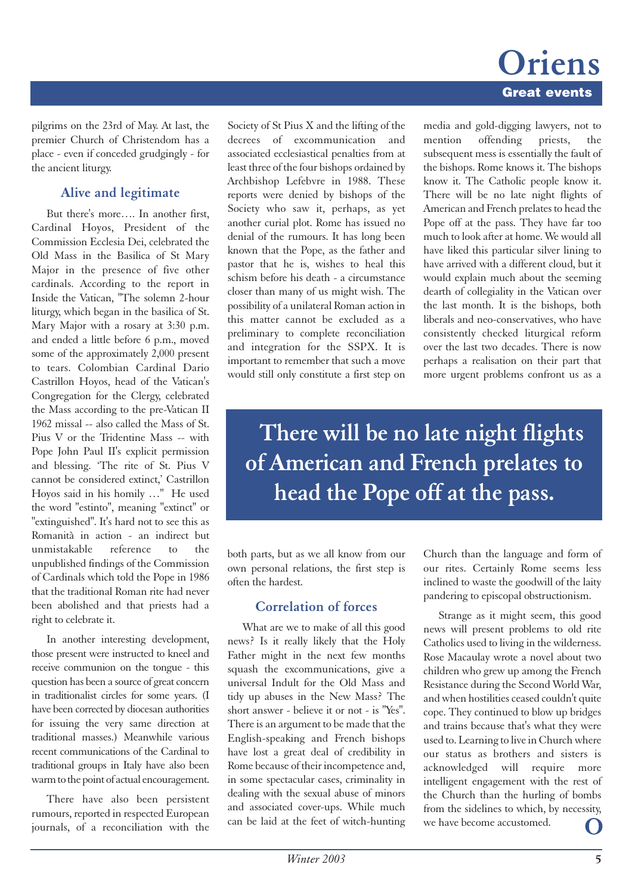pilgrims on the 23rd of May. At last, the premier Church of Christendom has a place - even if conceded grudgingly - for the ancient liturgy.

### Alive and legitimate

But there's more…. In another first, Cardinal Hoyos, President of the Commission Ecclesia Dei, celebrated the Old Mass in the Basilica of St Mary Major in the presence of five other cardinals. According to the report in Inside the Vatican, "The solemn 2-hour liturgy, which began in the basilica of St. Mary Major with a rosary at 3:30 p.m. and ended a little before 6 p.m., moved some of the approximately 2,000 present to tears. Colombian Cardinal Dario Castrillon Hoyos, head of the Vatican's Congregation for the Clergy, celebrated the Mass according to the pre-Vatican II 1962 missal -- also called the Mass of St. Pius V or the Tridentine Mass -- with Pope John Paul II's explicit permission and blessing. 'The rite of St. Pius V cannot be considered extinct,' Castrillon Hoyos said in his homily …" He used the word "estinto", meaning "extinct" or "extinguished". It's hard not to see this as Romanità in action - an indirect but unmistakable reference to the unpublished findings of the Commission of Cardinals which told the Pope in 1986 that the traditional Roman rite had never been abolished and that priests had a right to celebrate it.

In another interesting development, those present were instructed to kneel and receive communion on the tongue - this question has been a source of great concern in traditionalist circles for some years. (I have been corrected by diocesan authorities for issuing the very same direction at traditional masses.) Meanwhile various recent communications of the Cardinal to traditional groups in Italy have also been warm to the point of actual encouragement.

There have also been persistent rumours, reported in respected European journals, of a reconciliation with the Society of St Pius X and the lifting of the decrees of excommunication and associated ecclesiastical penalties from at least three of the four bishops ordained by Archbishop Lefebvre in 1988. These reports were denied by bishops of the Society who saw it, perhaps, as yet another curial plot. Rome has issued no denial of the rumours. It has long been known that the Pope, as the father and pastor that he is, wishes to heal this schism before his death - a circumstance closer than many of us might wish. The possibility of a unilateral Roman action in this matter cannot be excluded as a preliminary to complete reconciliation and integration for the SSPX. It is important to remember that such a move would still only constitute a first step on both parts, but as we all know from our own personal relations, the first step is often the hardest.

### Correlation of forces

What are we to make of all this good news? Is it really likely that the Holy Father might in the next few months squash the excommunications, give a universal Indult for the Old Mass and tidy up abuses in the New Mass? The short answer - believe it or not - is "Yes". There is an argument to be made that the English-speaking and French bishops have lost a great deal of credibility in Rome because of their incompetence and, in some spectacular cases, criminality in dealing with the sexual abuse of minors and associated cover-ups. While much can be laid at the feet of witch-hunting media and gold-digging lawyers, not to mention offending priests, the subsequent mess is essentially the fault of the bishops. Rome knows it. The bishops know it. The Catholic people know it. There will be no late night flights of American and French prelates to head the Pope off at the pass. They have far too much to look after at home. We would all have liked this particular silver lining to have arrived with a different cloud, but it would explain much about the seeming dearth of collegiality in the Vatican over the last month. It is the bishops, both liberals and neo-conservatives, who have consistently checked liturgical reform over the last two decades. There is now perhaps a realisation on their part that more urgent problems confront us as a Church than the language and form of our rites. Certainly Rome seems less inclined to waste the goodwill of the laity pandering to episcopal obstructionism.

> **There will be no late night flights of American and French prelates to head the Pope off at the pass.**

Strange as it might seem, this good news will present problems to old rite Catholics used to living in the wilderness. Rose Macaulay wrote a novel about two children who grew up among the French Resistance during the Second World War, and when hostilities ceased couldn't quite cope. They continued to blow up bridges and trains because that's what they were used to. Learning to live in Church where our status as brothers and sisters is acknowledged will require more intelligent engagement with the rest of the Church than the hurling of bombs from the sidelines to which, by necessity, we have become accustomed.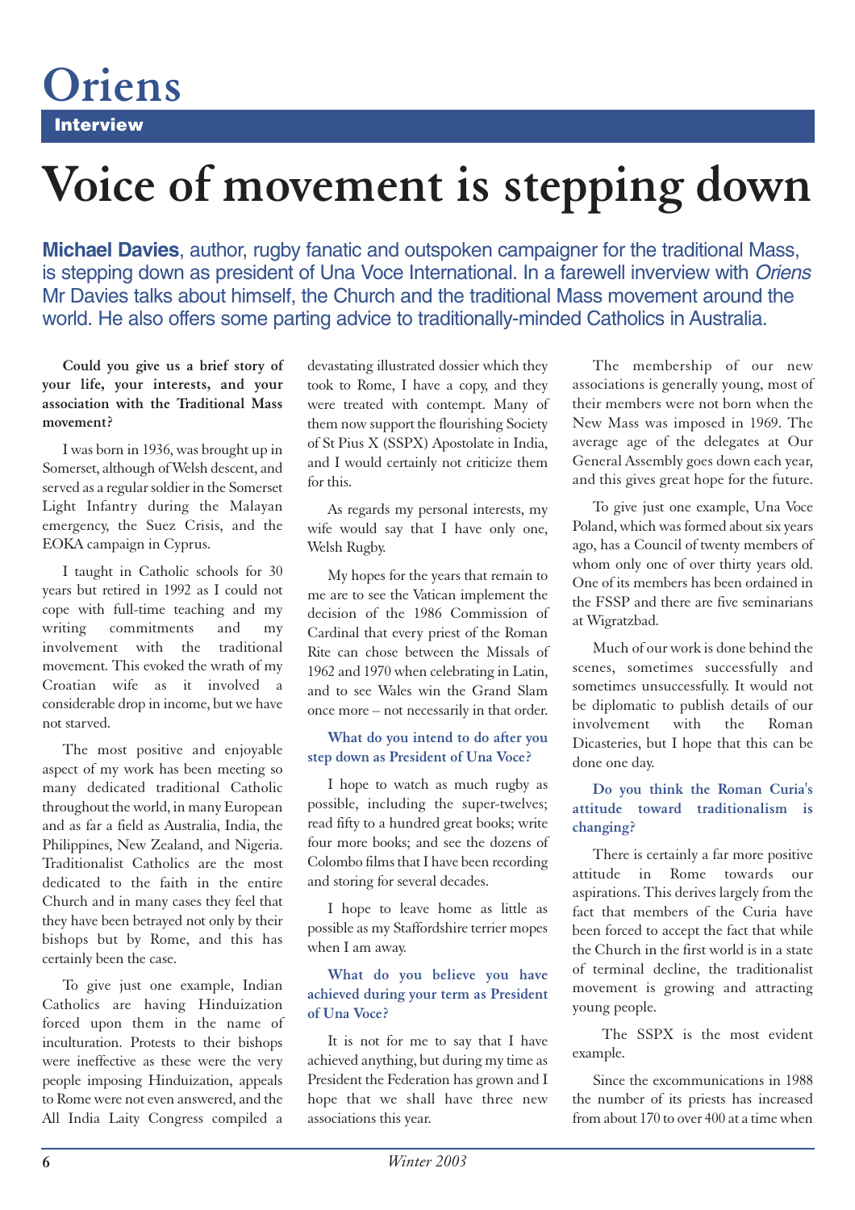# Oriens

**Interview**

# Voice of movement is stepping down

**Michael Davies**, author, rugby fanatic and outspoken campaigner for the traditional Mass, is stepping down as president of Una Voce International. In a farewell inverview with *Oriens* Mr Davies talks about himself, the Church and the traditional Mass movement around the world. He also offers some parting advice to traditionally-minded Catholics in Australia.

**Could you give us a brief story of your life, your interests, and your association with the Traditional Mass movement?**

I was born in 1936, was brought up in Somerset, although of Welsh descent, and served as a regular soldier in the Somerset Light Infantry during the Malayan emergency, the Suez Crisis, and the EOKA campaign in Cyprus.

I taught in Catholic schools for 30 years but retired in 1992 as I could not cope with full-time teaching and my writing commitments and my involvement with the traditional movement. This evoked the wrath of my Croatian wife as it involved a considerable drop in income, but we have not starved.

The most positive and enjoyable aspect of my work has been meeting so many dedicated traditional Catholic throughout the world, in many European and as far a field as Australia, India, the Philippines, New Zealand, and Nigeria. Traditionalist Catholics are the most dedicated to the faith in the entire Church and in many cases they feel that they have been betrayed not only by their bishops but by Rome, and this has certainly been the case.

To give just one example, Indian Catholics are having Hinduization forced upon them in the name of inculturation. Protests to their bishops were ineffective as these were the very people imposing Hinduization, appeals to Rome were not even answered, and the All India Laity Congress compiled a devastating illustrated dossier which they took to Rome, I have a copy, and they were treated with contempt. Many of them now support the flourishing Society of St Pius X (SSPX) Apostolate in India, and I would certainly not criticize them for this.

As regards my personal interests, my wife would say that I have only one, Welsh Rugby.

My hopes for the years that remain to me are to see the Vatican implement the decision of the 1986 Commission of Cardinal that every priest of the Roman Rite can chose between the Missals of 1962 and 1970 when celebrating in Latin, and to see Wales win the Grand Slam once more – not necessarily in that order.

**What do you intend to do after you step down as President of Una Voce?**

I hope to watch as much rugby as possible, including the super-twelves; read fifty to a hundred great books; write four more books; and see the dozens of Colombo films that I have been recording and storing for several decades.

I hope to leave home as little as possible as my Staffordshire terrier mopes when I am away.

**What do you believe you have achieved during your term as President of Una Voce?**

It is not for me to say that I have achieved anything, but during my time as President the Federation has grown and I hope that we shall have three new associations this year.

The membership of our new associations is generally young, most of their members were not born when the New Mass was imposed in 1969. The average age of the delegates at Our General Assembly goes down each year, and this gives great hope for the future.

To give just one example, Una Voce Poland, which was formed about six years ago, has a Council of twenty members of whom only one of over thirty years old. One of its members has been ordained in the FSSP and there are five seminarians at Wigratzbad.

Much of our work is done behind the scenes, sometimes successfully and sometimes unsuccessfully. It would not be diplomatic to publish details of our involvement with the Roman Dicasteries, but I hope that this can be done one day.

**Do you think the Roman Curia's attitude toward traditionalism is changing?**

There is certainly a far more positive attitude in Rome towards our aspirations. This derives largely from the fact that members of the Curia have been forced to accept the fact that while the Church in the first world is in a state of terminal decline, the traditionalist movement is growing and attracting young people.

The SSPX is the most evident example.

Since the excommunications in 1988 the number of its priests has increased from about 170 to over 400 at a time when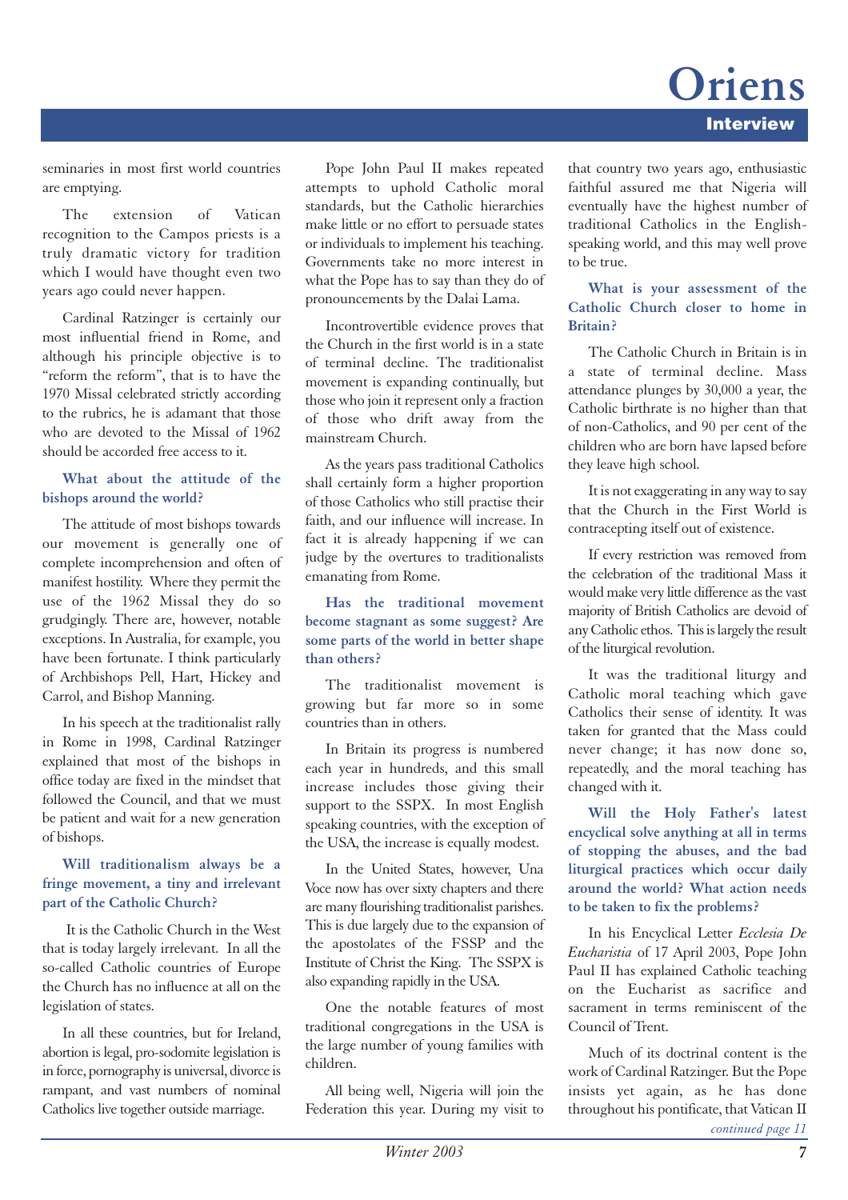seminaries in most first world countries are emptying.

The extension of Vatican recognition to the Campos priests is a truly dramatic victory for tradition which I would have thought even two years ago could never happen.

Cardinal Ratzinger is certainly our most influential friend in Rome, and although his principle objective is to "reform the reform", that is to have the 1970 Missal celebrated strictly according to the rubrics, he is adamant that those who are devoted to the Missal of 1962 should be accorded free access to it.

**What about the attitude of the bishops around the world?**

The attitude of most bishops towards our movement is generally one of complete incomprehension and often of manifest hostility. Where they permit the use of the 1962 Missal they do so grudgingly. There are, however, notable exceptions. In Australia, for example, you have been fortunate. I think particularly of Archbishops Pell, Hart, Hickey and Carrol, and Bishop Manning.

In his speech at the traditionalist rally in Rome in 1998, Cardinal Ratzinger explained that most of the bishops in office today are fixed in the mindset that followed the Council, and that we must be patient and wait for a new generation of bishops.

**Will traditionalism always be a fringe movement, a tiny and irrelevant part of the Catholic Church?**

It is the Catholic Church in the West that is today largely irrelevant. In all the so-called Catholic countries of Europe the Church has no influence at all on the legislation of states.

In all these countries, but for Ireland, abortion is legal, pro-sodomite legislation is in force, pornography is universal, divorce is rampant, and vast numbers of nominal Catholics live together outside marriage.

Pope John Paul II makes repeated attempts to uphold Catholic moral standards, but the Catholic hierarchies make little or no effort to persuade states or individuals to implement his teaching. Governments take no more interest in what the Pope has to say than they do of pronouncements by the Dalai Lama.

Incontrovertible evidence proves that the Church in the first world is in a state of terminal decline. The traditionalist movement is expanding continually, but those who join it represent only a fraction of those who drift away from the mainstream Church.

As the years pass traditional Catholics shall certainly form a higher proportion of those Catholics who still practise their faith, and our influence will increase. In fact it is already happening if we can judge by the overtures to traditionalists emanating from Rome.

**Has the traditional movement become stagnant as some suggest? Are some parts of the world in better shape than others?**

The traditionalist movement is growing but far more so in some countries than in others.

In Britain its progress is numbered each year in hundreds, and this small increase includes those giving their support to the SSPX. In most English speaking countries, with the exception of the USA, the increase is equally modest.

In the United States, however, Una Voce now has over sixty chapters and there are many flourishing traditionalist parishes. This is due largely due to the expansion of the apostolates of the FSSP and the Institute of Christ the King. The SSPX is also expanding rapidly in the USA.

One the notable features of most traditional congregations in the USA is the large number of young families with children.

All being well, Nigeria will join the Federation this year. During my visit to that country two years ago, enthusiastic faithful assured me that Nigeria will eventually have the highest number of traditional Catholics in the English-speaking world, and this may well prove to be true.

**What is your assessment of the Catholic Church closer to home in Britain?**

The Catholic Church in Britain is in a state of terminal decline. Mass attendance plunges by 30,000 a year, the Catholic birthrate is no higher than that of non-Catholics, and 90 per cent of the children who are born have lapsed before they leave high school.

It is not exaggerating in any way to say that the Church in the First World is contracepting itself out of existence.

If every restriction was removed from the celebration of the traditional Mass it would make very little difference as the vast majority of British Catholics are devoid of any Catholic ethos. This is largely the result of the liturgical revolution.

It was the traditional liturgy and Catholic moral teaching which gave Catholics their sense of identity. It was taken for granted that the Mass could never change; it has now done so, repeatedly, and the moral teaching has changed with it.

**Will the Holy Father's latest encyclical solve anything at all in terms of stopping the abuses, and the bad liturgical practices which occur daily around the world? What action needs to be taken to fix the problems?**

In his Encyclical Letter *Ecclesia De Eucharistia* of 17 April 2003, Pope John Paul II has explained Catholic teaching on the Eucharist as sacrifice and sacrament in terms reminiscent of the Council of Trent.

Much of its doctrinal content is the work of Cardinal Ratzinger. But the Pope insists yet again, as he has done throughout his pontificate, that Vatican II

*continued page 11*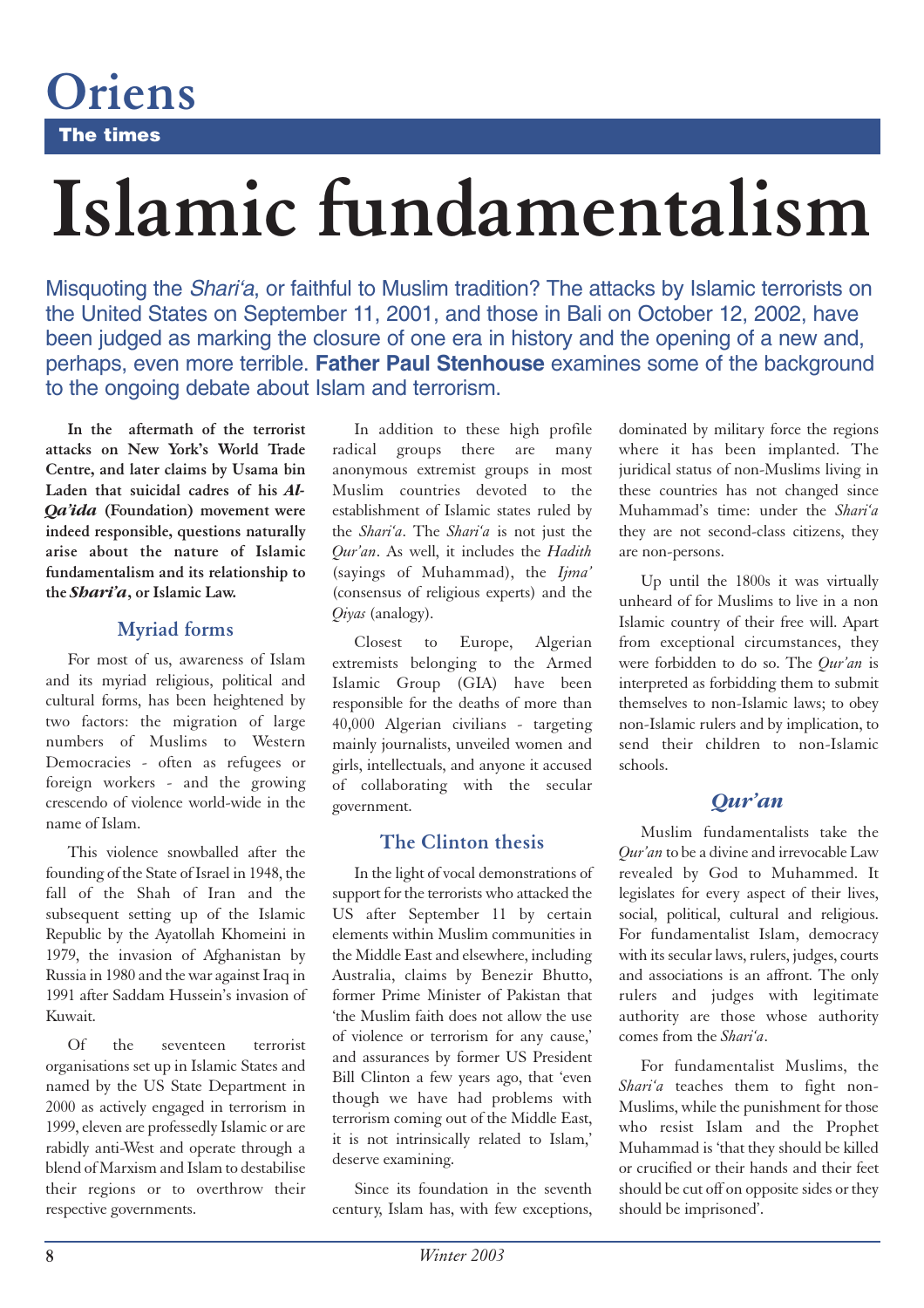Oriens

The times

# Islamic fundamentalism

Misquoting the *Shari'a*, or faithful to Muslim tradition? The attacks by Islamic terrorists on the United States on September 11, 2001, and those in Bali on October 12, 2002, have been judged as marking the closure of one era in history and the opening of a new and, perhaps, even more terrible. **Father Paul Stenhouse** examines some of the background to the ongoing debate about Islam and terrorism.

**In the aftermath of the terrorist attacks on New York's World Trade Centre, and later claims by Usama bin Laden that suicidal cadres of his *Al-Qa'ida* (Foundation) movement were indeed responsible, questions naturally arise about the nature of Islamic fundamentalism and its relationship to the *Shari'a*, or Islamic Law.**

## Myriad forms

For most of us, awareness of Islam and its myriad religious, political and cultural forms, has been heightened by two factors: the migration of large numbers of Muslims to Western Democracies - often as refugees or foreign workers - and the growing crescendo of violence world-wide in the name of Islam.

This violence snowballed after the founding of the State of Israel in 1948, the fall of the Shah of Iran and the subsequent setting up of the Islamic Republic by the Ayatollah Khomeini in 1979, the invasion of Afghanistan by Russia in 1980 and the war against Iraq in 1991 after Saddam Hussein's invasion of Kuwait.

Of the seventeen terrorist organisations set up in Islamic States and named by the US State Department in 2000 as actively engaged in terrorism in 1999, eleven are professedly Islamic or are rabidly anti-West and operate through a blend of Marxism and Islam to destabilise their regions or to overthrow their respective governments.

In addition to these high profile radical groups there are many anonymous extremist groups in most Muslim countries devoted to the establishment of Islamic states ruled by the *Shari'a*. The *Shari'a* is not just the *Qur'an*. As well, it includes the *Hadith* (sayings of Muhammad), the *Ijma'* (consensus of religious experts) and the *Qiyas* (analogy).

Closest to Europe, Algerian extremists belonging to the Armed Islamic Group (GIA) have been responsible for the deaths of more than 40,000 Algerian civilians - targeting mainly journalists, unveiled women and girls, intellectuals, and anyone it accused of collaborating with the secular government.

## The Clinton thesis

In the light of vocal demonstrations of support for the terrorists who attacked the US after September 11 by certain elements within Muslim communities in the Middle East and elsewhere, including Australia, claims by Benezir Bhutto, former Prime Minister of Pakistan that 'the Muslim faith does not allow the use of violence or terrorism for any cause,' and assurances by former US President Bill Clinton a few years ago, that 'even though we have had problems with terrorism coming out of the Middle East, it is not intrinsically related to Islam,' deserve examining.

Since its foundation in the seventh century, Islam has, with few exceptions, dominated by military force the regions where it has been implanted. The juridical status of non-Muslims living in these countries has not changed since Muhammad's time: under the *Shari'a* they are not second-class citizens, they are non-persons.

Up until the 1800s it was virtually unheard of for Muslims to live in a non Islamic country of their free will. Apart from exceptional circumstances, they were forbidden to do so. The *Qur'an* is interpreted as forbidding them to submit themselves to non-Islamic laws; to obey non-Islamic rulers and by implication, to send their children to non-Islamic schools.

## *Qur'an*

Muslim fundamentalists take the *Qur'an* to be a divine and irrevocable Law revealed by God to Muhammed. It legislates for every aspect of their lives, social, political, cultural and religious. For fundamentalist Islam, democracy with its secular laws, rulers, judges, courts and associations is an affront. The only rulers and judges with legitimate authority are those whose authority comes from the *Shari'a*.

For fundamentalist Muslims, the *Shari'a* teaches them to fight non-Muslims, while the punishment for those who resist Islam and the Prophet Muhammad is 'that they should be killed or crucified or their hands and their feet should be cut off on opposite sides or they should be imprisoned'.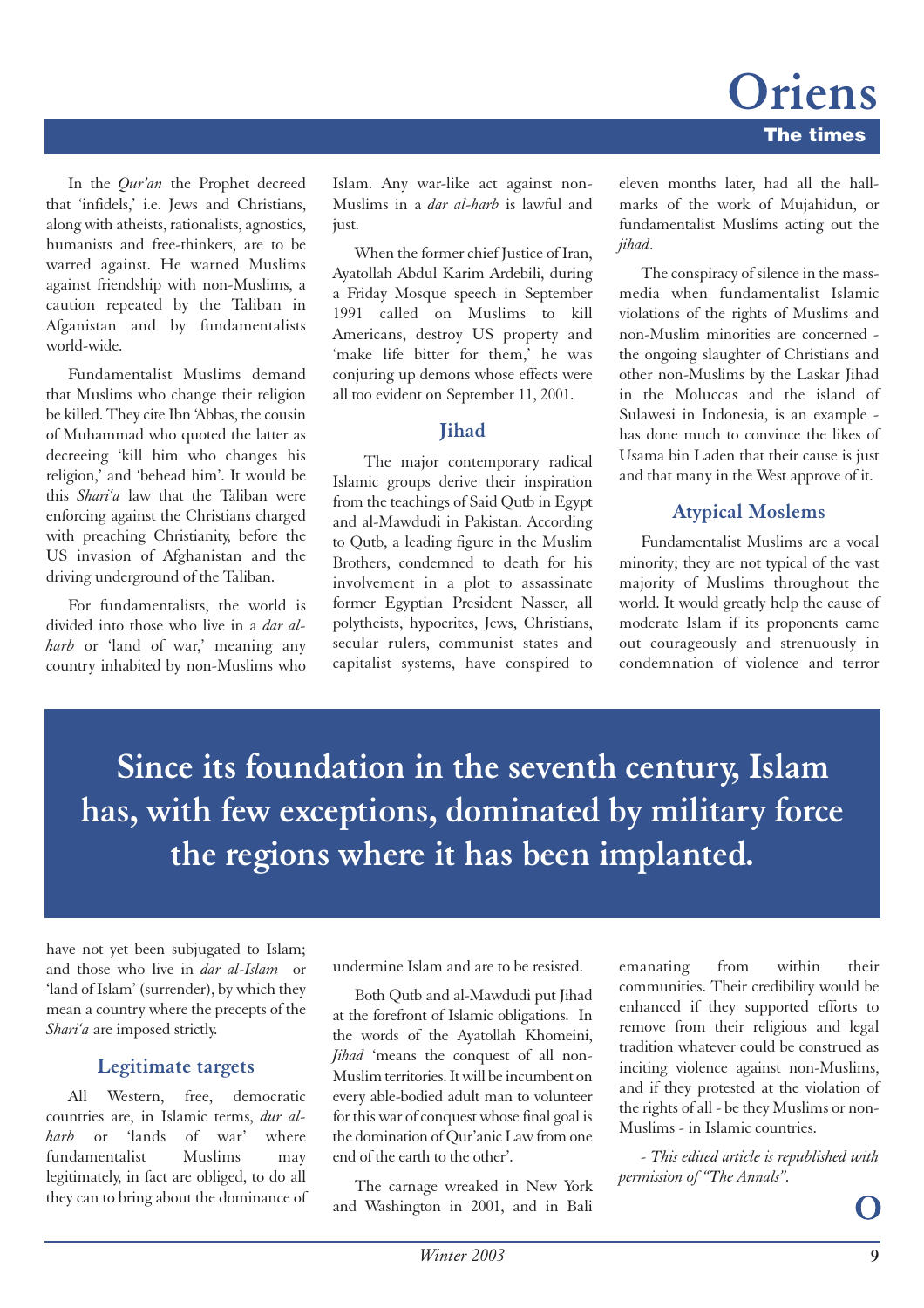In the *Qur'an* the Prophet decreed that 'infidels,' i.e. Jews and Christians, along with atheists, rationalists, agnostics, humanists and free-thinkers, are to be warred against. He warned Muslims against friendship with non-Muslims, a caution repeated by the Taliban in Afganistan and by fundamentalists world-wide.

Fundamentalist Muslims demand that Muslims who change their religion be killed. They cite Ibn 'Abbas, the cousin of Muhammad who quoted the latter as decreeing 'kill him who changes his religion,' and 'behead him'. It would be this *Shari'a* law that the Taliban were enforcing against the Christians charged with preaching Christianity, before the US invasion of Afghanistan and the driving underground of the Taliban.

For fundamentalists, the world is divided into those who live in a *dar al-harb* or 'land of war,' meaning any country inhabited by non-Muslims who have not yet been subjugated to Islam; and those who live in *dar al-Islam* or 'land of Islam' (surrender), by which they mean a country where the precepts of the *Shari'a* are imposed strictly.

**Since its foundation in the seventh century, Islam has, with few exceptions, dominated by military force the regions where it has been implanted.**

### Legitimate targets

All Western, free, democratic countries are, in Islamic terms, *dur al-harb* or 'lands of war' where fundamentalist Muslims may legitimately, in fact are obliged, to do all they can to bring about the dominance of Islam. Any war-like act against non-Muslims in a *dar al-harb* is lawful and just.

When the former chief Justice of Iran, Ayatollah Abdul Karim Ardebili, during a Friday Mosque speech in September 1991 called on Muslims to kill Americans, destroy US property and 'make life bitter for them,' he was conjuring up demons whose effects were all too evident on September 11, 2001.

### Jihad

The major contemporary radical Islamic groups derive their inspiration from the teachings of Said Qutb in Egypt and al-Mawdudi in Pakistan. According to Qutb, a leading figure in the Muslim Brothers, condemned to death for his involvement in a plot to assassinate former Egyptian President Nasser, all polytheists, hypocrites, Jews, Christians, secular rulers, communist states and capitalist systems, have conspired to undermine Islam and are to be resisted.

Both Qutb and al-Mawdudi put Jihad at the forefront of Islamic obligations. In the words of the Ayatollah Khomeini, *Jihad* 'means the conquest of all non-Muslim territories. It will be incumbent on every able-bodied adult man to volunteer for this war of conquest whose final goal is the domination of Qur'anic Law from one end of the earth to the other'.

The carnage wreaked in New York and Washington in 2001, and in Bali eleven months later, had all the hallmarks of the work of Mujahidun, or fundamentalist Muslims acting out the *jihad*.

The conspiracy of silence in the mass-media when fundamentalist Islamic violations of the rights of Muslims and non-Muslim minorities are concerned - the ongoing slaughter of Christians and other non-Muslims by the Laskar Jihad in the Moluccas and the island of Sulawesi in Indonesia, is an example - has done much to convince the likes of Usama bin Laden that their cause is just and that many in the West approve of it.

### Atypical Moslems

Fundamentalist Muslims are a vocal minority; they are not typical of the vast majority of Muslims throughout the world. It would greatly help the cause of moderate Islam if its proponents came out courageously and strenuously in condemnation of violence and terror emanating from within their communities. Their credibility would be enhanced if they supported efforts to remove from their religious and legal tradition whatever could be construed as inciting violence against non-Muslims, and if they protested at the violation of the rights of all - be they Muslims or non-Muslims - in Islamic countries.

*- This edited article is republished with permission of "The Annals".*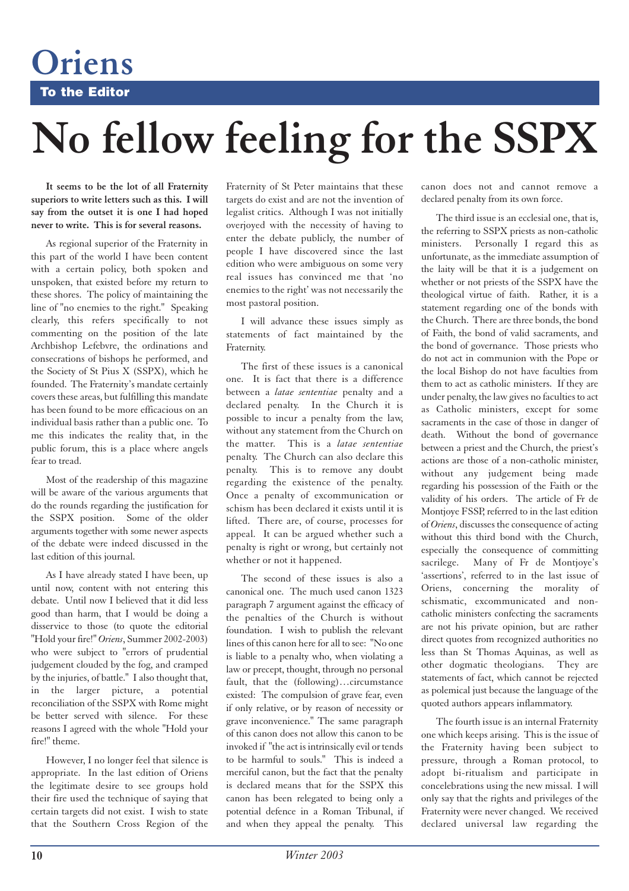# Oriens

## To the Editor

# No fellow feeling for the SSPX

**It seems to be the lot of all Fraternity superiors to write letters such as this. I will say from the outset it is one I had hoped never to write. This is for several reasons.**

As regional superior of the Fraternity in this part of the world I have been content with a certain policy, both spoken and unspoken, that existed before my return to these shores. The policy of maintaining the line of "no enemies to the right." Speaking clearly, this refers specifically to not commenting on the position of the late Archbishop Lefebvre, the ordinations and consecrations of bishops he performed, and the Society of St Pius X (SSPX), which he founded. The Fraternity's mandate certainly covers these areas, but fulfilling this mandate has been found to be more efficacious on an individual basis rather than a public one. To me this indicates the reality that, in the public forum, this is a place where angels fear to tread.

Most of the readership of this magazine will be aware of the various arguments that do the rounds regarding the justification for the SSPX position. Some of the older arguments together with some newer aspects of the debate were indeed discussed in the last edition of this journal.

As I have already stated I have been, up until now, content with not entering this debate. Until now I believed that it did less good than harm, that I would be doing a disservice to those (to quote the editorial "Hold your fire!" *Oriens*, Summer 2002-2003) who were subject to "errors of prudential judgement clouded by the fog, and cramped by the injuries, of battle." I also thought that, in the larger picture, a potential reconciliation of the SSPX with Rome might be better served with silence. For these reasons I agreed with the whole "Hold your fire!" theme.

However, I no longer feel that silence is appropriate. In the last edition of Oriens the legitimate desire to see groups hold their fire used the technique of saying that certain targets did not exist. I wish to state that the Southern Cross Region of the Fraternity of St Peter maintains that these targets do exist and are not the invention of legalist critics. Although I was not initially overjoyed with the necessity of having to enter the debate publicly, the number of people I have discovered since the last edition who were ambiguous on some very real issues has convinced me that 'no enemies to the right' was not necessarily the most pastoral position.

I will advance these issues simply as statements of fact maintained by the Fraternity.

The first of these issues is a canonical one. It is fact that there is a difference between a *latae sententiae* penalty and a declared penalty. In the Church it is possible to incur a penalty from the law, without any statement from the Church on the matter. This is a *latae sententiae* penalty. The Church can also declare this penalty. This is to remove any doubt regarding the existence of the penalty. Once a penalty of excommunication or schism has been declared it exists until it is lifted. There are, of course, processes for appeal. It can be argued whether such a penalty is right or wrong, but certainly not whether or not it happened.

The second of these issues is also a canonical one. The much used canon 1323 paragraph 7 argument against the efficacy of the penalties of the Church is without foundation. I wish to publish the relevant lines of this canon here for all to see: "No one is liable to a penalty who, when violating a law or precept, thought, through no personal fault, that the (following)…circumstance existed: The compulsion of grave fear, even if only relative, or by reason of necessity or grave inconvenience." The same paragraph of this canon does not allow this canon to be invoked if "the act is intrinsically evil or tends to be harmful to souls." This is indeed a merciful canon, but the fact that the penalty is declared means that for the SSPX this canon has been relegated to being only a potential defence in a Roman Tribunal, if and when they appeal the penalty. This canon does not and cannot remove a declared penalty from its own force.

The third issue is an ecclesial one, that is, the referring to SSPX priests as non-catholic ministers. Personally I regard this as unfortunate, as the immediate assumption of the laity will be that it is a judgement on whether or not priests of the SSPX have the theological virtue of faith. Rather, it is a statement regarding one of the bonds with the Church. There are three bonds, the bond of Faith, the bond of valid sacraments, and the bond of governance. Those priests who do not act in communion with the Pope or the local Bishop do not have faculties from them to act as catholic ministers. If they are under penalty, the law gives no faculties to act as Catholic ministers, except for some sacraments in the case of those in danger of death. Without the bond of governance between a priest and the Church, the priest's actions are those of a non-catholic minister, without any judgement being made regarding his possession of the Faith or the validity of his orders. The article of Fr de Montjoye FSSP, referred to in the last edition of *Oriens*, discusses the consequence of acting without this third bond with the Church, especially the consequence of committing sacrilege. Many of Fr de Montjoye's 'assertions', referred to in the last issue of Oriens, concerning the morality of schismatic, excommunicated and non-catholic ministers confecting the sacraments are not his private opinion, but are rather direct quotes from recognized authorities no less than St Thomas Aquinas, as well as other dogmatic theologians. They are statements of fact, which cannot be rejected as polemical just because the language of the quoted authors appears inflammatory.

The fourth issue is an internal Fraternity one which keeps arising. This is the issue of the Fraternity having been subject to pressure, through a Roman protocol, to adopt bi-ritualism and participate in concelebrations using the new missal. I will only say that the rights and privileges of the Fraternity were never changed. We received declared universal law regarding the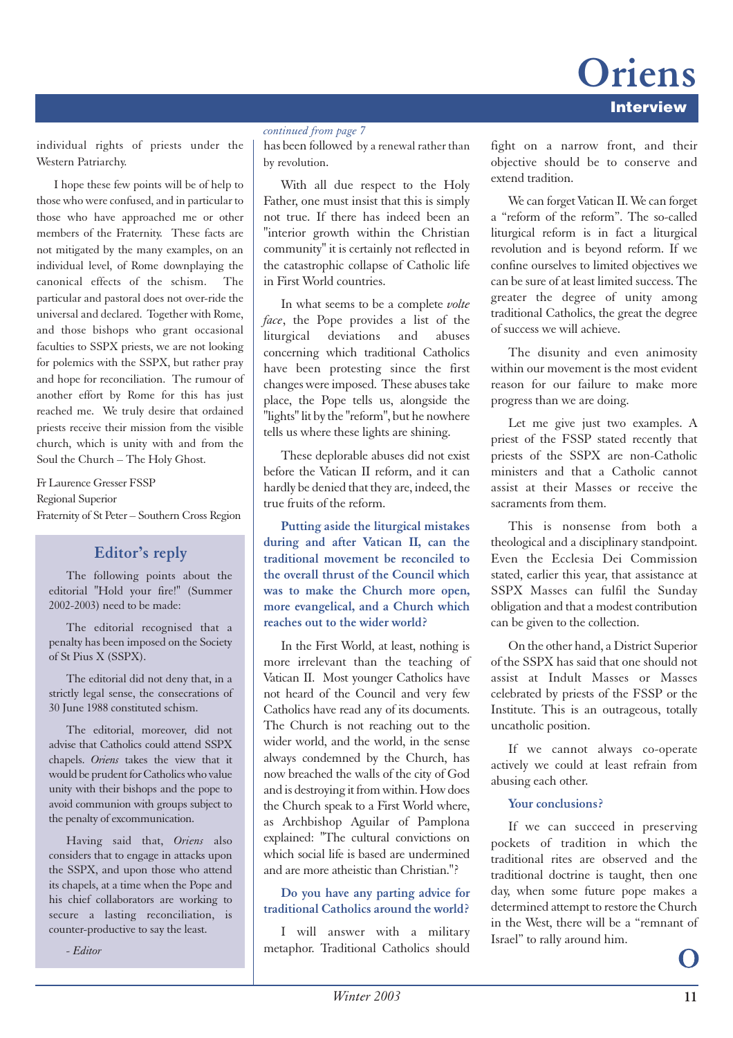individual rights of priests under the Western Patriarchy.

I hope these few points will be of help to those who were confused, and in particular to those who have approached me or other members of the Fraternity. These facts are not mitigated by the many examples, on an individual level, of Rome downplaying the canonical effects of the schism. The particular and pastoral does not over-ride the universal and declared. Together with Rome, and those bishops who grant occasional faculties to SSPX priests, we are not looking for polemics with the SSPX, but rather pray and hope for reconciliation. The rumour of another effort by Rome for this has just reached me. We truly desire that ordained priests receive their mission from the visible church, which is unity with and from the Soul the Church – The Holy Ghost.

Fr Laurence Gresser FSSP
Regional Superior
Fraternity of St Peter – Southern Cross Region

## Editor's reply

The following points about the editorial "Hold your fire!" (Summer 2002-2003) need to be made:

The editorial recognised that a penalty has been imposed on the Society of St Pius X (SSPX).

The editorial did not deny that, in a strictly legal sense, the consecrations of 30 June 1988 constituted schism.

The editorial, moreover, did not advise that Catholics could attend SSPX chapels. *Oriens* takes the view that it would be prudent for Catholics who value unity with their bishops and the pope to avoid communion with groups subject to the penalty of excommunication.

Having said that, *Oriens* also considers that to engage in attacks upon the SSPX, and upon those who attend its chapels, at a time when the Pope and his chief collaborators are working to secure a lasting reconciliation, is counter-productive to say the least.

*- Editor*

*continued from page 7*

has been followed by a renewal rather than by revolution.

With all due respect to the Holy Father, one must insist that this is simply not true. If there has indeed been an "interior growth within the Christian community" it is certainly not reflected in the catastrophic collapse of Catholic life in First World countries.

In what seems to be a complete *volte face*, the Pope provides a list of the liturgical deviations and abuses concerning which traditional Catholics have been protesting since the first changes were imposed. These abuses take place, the Pope tells us, alongside the "lights" lit by the "reform", but he nowhere tells us where these lights are shining.

These deplorable abuses did not exist before the Vatican II reform, and it can hardly be denied that they are, indeed, the true fruits of the reform.

**Putting aside the liturgical mistakes during and after Vatican II, can the traditional movement be reconciled to the overall thrust of the Council which was to make the Church more open, more evangelical, and a Church which reaches out to the wider world?**

In the First World, at least, nothing is more irrelevant than the teaching of Vatican II. Most younger Catholics have not heard of the Council and very few Catholics have read any of its documents. The Church is not reaching out to the wider world, and the world, in the sense always condemned by the Church, has now breached the walls of the city of God and is destroying it from within. How does the Church speak to a First World where, as Archbishop Aguilar of Pamplona explained: "The cultural convictions on which social life is based are undermined and are more atheistic than Christian."?

**Do you have any parting advice for traditional Catholics around the world?**

I will answer with a military metaphor. Traditional Catholics should fight on a narrow front, and their objective should be to conserve and extend tradition.

We can forget Vatican II. We can forget a "reform of the reform". The so-called liturgical reform is in fact a liturgical revolution and is beyond reform. If we confine ourselves to limited objectives we can be sure of at least limited success. The greater the degree of unity among traditional Catholics, the great the degree of success we will achieve.

The disunity and even animosity within our movement is the most evident reason for our failure to make more progress than we are doing.

Let me give just two examples. A priest of the FSSP stated recently that priests of the SSPX are non-Catholic ministers and that a Catholic cannot assist at their Masses or receive the sacraments from them.

This is nonsense from both a theological and a disciplinary standpoint. Even the Ecclesia Dei Commission stated, earlier this year, that assistance at SSPX Masses can fulfil the Sunday obligation and that a modest contribution can be given to the collection.

On the other hand, a District Superior of the SSPX has said that one should not assist at Indult Masses or Masses celebrated by priests of the FSSP or the Institute. This is an outrageous, totally uncatholic position.

If we cannot always co-operate actively we could at least refrain from abusing each other.

**Your conclusions?**

If we can succeed in preserving pockets of tradition in which the traditional rites are observed and the traditional doctrine is taught, then one day, when some future pope makes a determined attempt to restore the Church in the West, there will be a "remnant of Israel" to rally around him.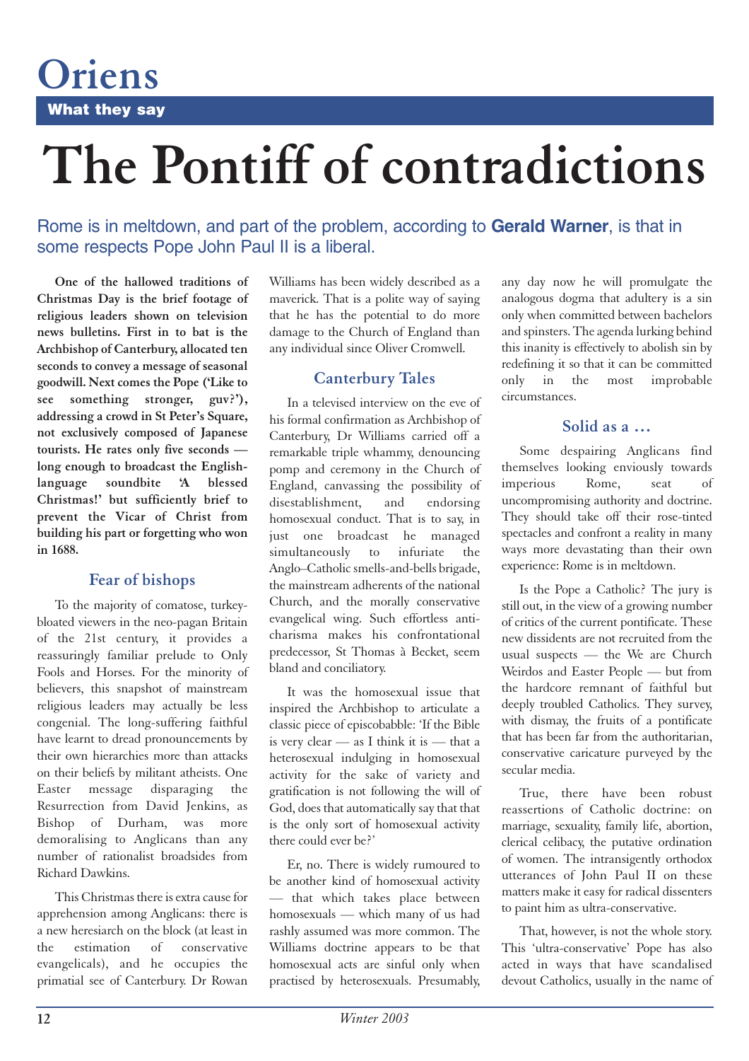# Oriens

**What they say**

# The Pontiff of contradictions

Rome is in meltdown, and part of the problem, according to **Gerald Warner**, is that in some respects Pope John Paul II is a liberal.

**One of the hallowed traditions of Christmas Day is the brief footage of religious leaders shown on television news bulletins. First in to bat is the Archbishop of Canterbury, allocated ten seconds to convey a message of seasonal goodwill. Next comes the Pope ('Like to see something stronger, guv?'), addressing a crowd in St Peter's Square, not exclusively composed of Japanese tourists. He rates only five seconds — long enough to broadcast the English-language soundbite 'A blessed Christmas!' but sufficiently brief to prevent the Vicar of Christ from building his part or forgetting who won in 1688.**

## Fear of bishops

To the majority of comatose, turkey-bloated viewers in the neo-pagan Britain of the 21st century, it provides a reassuringly familiar prelude to Only Fools and Horses. For the minority of believers, this snapshot of mainstream religious leaders may actually be less congenial. The long-suffering faithful have learnt to dread pronouncements by their own hierarchies more than attacks on their beliefs by militant atheists. One Easter message disparaging the Resurrection from David Jenkins, as Bishop of Durham, was more demoralising to Anglicans than any number of rationalist broadsides from Richard Dawkins.

This Christmas there is extra cause for apprehension among Anglicans: there is a new heresiarch on the block (at least in the estimation of conservative evangelicals), and he occupies the primatial see of Canterbury. Dr Rowan Williams has been widely described as a maverick. That is a polite way of saying that he has the potential to do more damage to the Church of England than any individual since Oliver Cromwell.

## Canterbury Tales

In a televised interview on the eve of his formal confirmation as Archbishop of Canterbury, Dr Williams carried off a remarkable triple whammy, denouncing pomp and ceremony in the Church of England, canvassing the possibility of disestablishment, and endorsing homosexual conduct. That is to say, in just one broadcast he managed simultaneously to infuriate the Anglo–Catholic smells-and-bells brigade, the mainstream adherents of the national Church, and the morally conservative evangelical wing. Such effortless anti-charisma makes his confrontational predecessor, St Thomas à Becket, seem bland and conciliatory.

It was the homosexual issue that inspired the Archbishop to articulate a classic piece of episcobabble: 'If the Bible is very clear — as I think it is — that a heterosexual indulging in homosexual activity for the sake of variety and gratification is not following the will of God, does that automatically say that that is the only sort of homosexual activity there could ever be?'

Er, no. There is widely rumoured to be another kind of homosexual activity — that which takes place between homosexuals — which many of us had rashly assumed was more common. The Williams doctrine appears to be that homosexual acts are sinful only when practised by heterosexuals. Presumably, any day now he will promulgate the analogous dogma that adultery is a sin only when committed between bachelors and spinsters. The agenda lurking behind this inanity is effectively to abolish sin by redefining it so that it can be committed only in the most improbable circumstances.

## Solid as a …

Some despairing Anglicans find themselves looking enviously towards imperious Rome, seat of uncompromising authority and doctrine. They should take off their rose-tinted spectacles and confront a reality in many ways more devastating than their own experience: Rome is in meltdown.

Is the Pope a Catholic? The jury is still out, in the view of a growing number of critics of the current pontificate. These new dissidents are not recruited from the usual suspects — the We are Church Weirdos and Easter People — but from the hardcore remnant of faithful but deeply troubled Catholics. They survey, with dismay, the fruits of a pontificate that has been far from the authoritarian, conservative caricature purveyed by the secular media.

True, there have been robust reassertions of Catholic doctrine: on marriage, sexuality, family life, abortion, clerical celibacy, the putative ordination of women. The intransigently orthodox utterances of John Paul II on these matters make it easy for radical dissenters to paint him as ultra-conservative.

That, however, is not the whole story. This 'ultra-conservative' Pope has also acted in ways that have scandalised devout Catholics, usually in the name of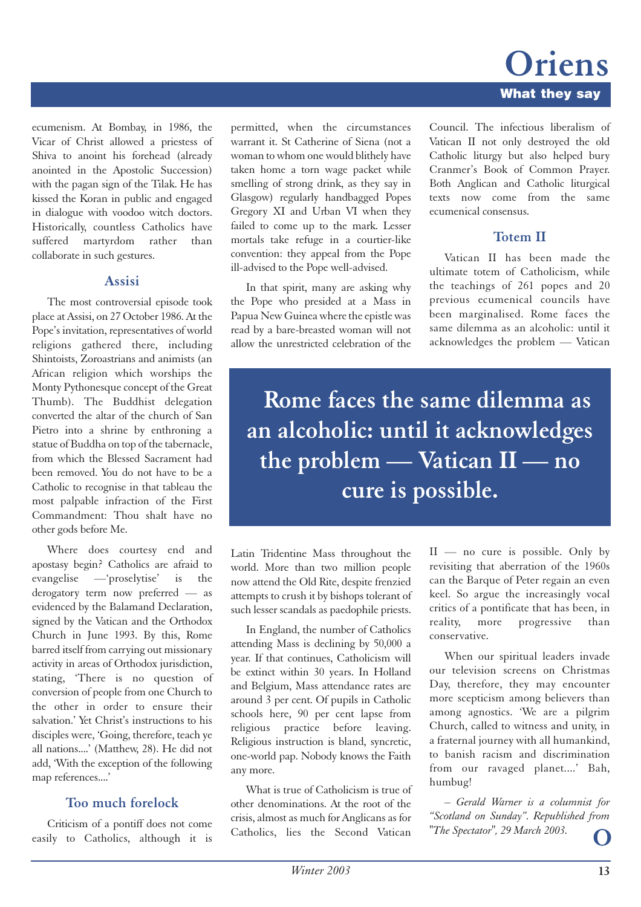ecumenism. At Bombay, in 1986, the Vicar of Christ allowed a priestess of Shiva to anoint his forehead (already anointed in the Apostolic Succession) with the pagan sign of the Tilak. He has kissed the Koran in public and engaged in dialogue with voodoo witch doctors. Historically, countless Catholics have suffered martyrdom rather than collaborate in such gestures.

### Assisi

The most controversial episode took place at Assisi, on 27 October 1986. At the Pope's invitation, representatives of world religions gathered there, including Shintoists, Zoroastrians and animists (an African religion which worships the Monty Pythonesque concept of the Great Thumb). The Buddhist delegation converted the altar of the church of San Pietro into a shrine by enthroning a statue of Buddha on top of the tabernacle, from which the Blessed Sacrament had been removed. You do not have to be a Catholic to recognise in that tableau the most palpable infraction of the First Commandment: Thou shalt have no other gods before Me.

Where does courtesy end and apostasy begin? Catholics are afraid to evangelise —'proselytise' is the derogatory term now preferred — as evidenced by the Balamand Declaration, signed by the Vatican and the Orthodox Church in June 1993. By this, Rome barred itself from carrying out missionary activity in areas of Orthodox jurisdiction, stating, 'There is no question of conversion of people from one Church to the other in order to ensure their salvation.' Yet Christ's instructions to his disciples were, 'Going, therefore, teach ye all nations....' (Matthew, 28). He did not add, 'With the exception of the following map references....'

### Too much forelock

Criticism of a pontiff does not come easily to Catholics, although it is permitted, when the circumstances warrant it. St Catherine of Siena (not a woman to whom one would blithely have taken home a torn wage packet while smelling of strong drink, as they say in Glasgow) regularly handbagged Popes Gregory XI and Urban VI when they failed to come up to the mark. Lesser mortals take refuge in a courtier-like convention: they appeal from the Pope ill-advised to the Pope well-advised.

In that spirit, many are asking why the Pope who presided at a Mass in Papua New Guinea where the epistle was read by a bare-breasted woman will not allow the unrestricted celebration of the Latin Tridentine Mass throughout the world. More than two million people now attend the Old Rite, despite frenzied attempts to crush it by bishops tolerant of such lesser scandals as paedophile priests.

In England, the number of Catholics attending Mass is declining by 50,000 a year. If that continues, Catholicism will be extinct within 30 years. In Holland and Belgium, Mass attendance rates are around 3 per cent. Of pupils in Catholic schools here, 90 per cent lapse from religious practice before leaving. Religious instruction is bland, syncretic, one-world pap. Nobody knows the Faith any more.

What is true of Catholicism is true of other denominations. At the root of the crisis, almost as much for Anglicans as for Catholics, lies the Second Vatican Council. The infectious liberalism of Vatican II not only destroyed the old Catholic liturgy but also helped bury Cranmer's Book of Common Prayer. Both Anglican and Catholic liturgical texts now come from the same ecumenical consensus.

### Totem II

Vatican II has been made the ultimate totem of Catholicism, while the teachings of 261 popes and 20 previous ecumenical councils have been marginalised. Rome faces the same dilemma as an alcoholic: until it acknowledges the problem — Vatican II — no cure is possible. Only by revisiting that aberration of the 1960s can the Barque of Peter regain an even keel. So argue the increasingly vocal critics of a pontificate that has been, in reality, more progressive than conservative.

> **Rome faces the same dilemma as an alcoholic: until it acknowledges the problem — Vatican II — no cure is possible.**

When our spiritual leaders invade our television screens on Christmas Day, therefore, they may encounter more scepticism among believers than among agnostics. 'We are a pilgrim Church, called to witness and unity, in a fraternal journey with all humankind, to banish racism and discrimination from our ravaged planet....' Bah, humbug!

*– Gerald Warner is a columnist for "Scotland on Sunday". Republished from "The Spectator", 29 March 2003.*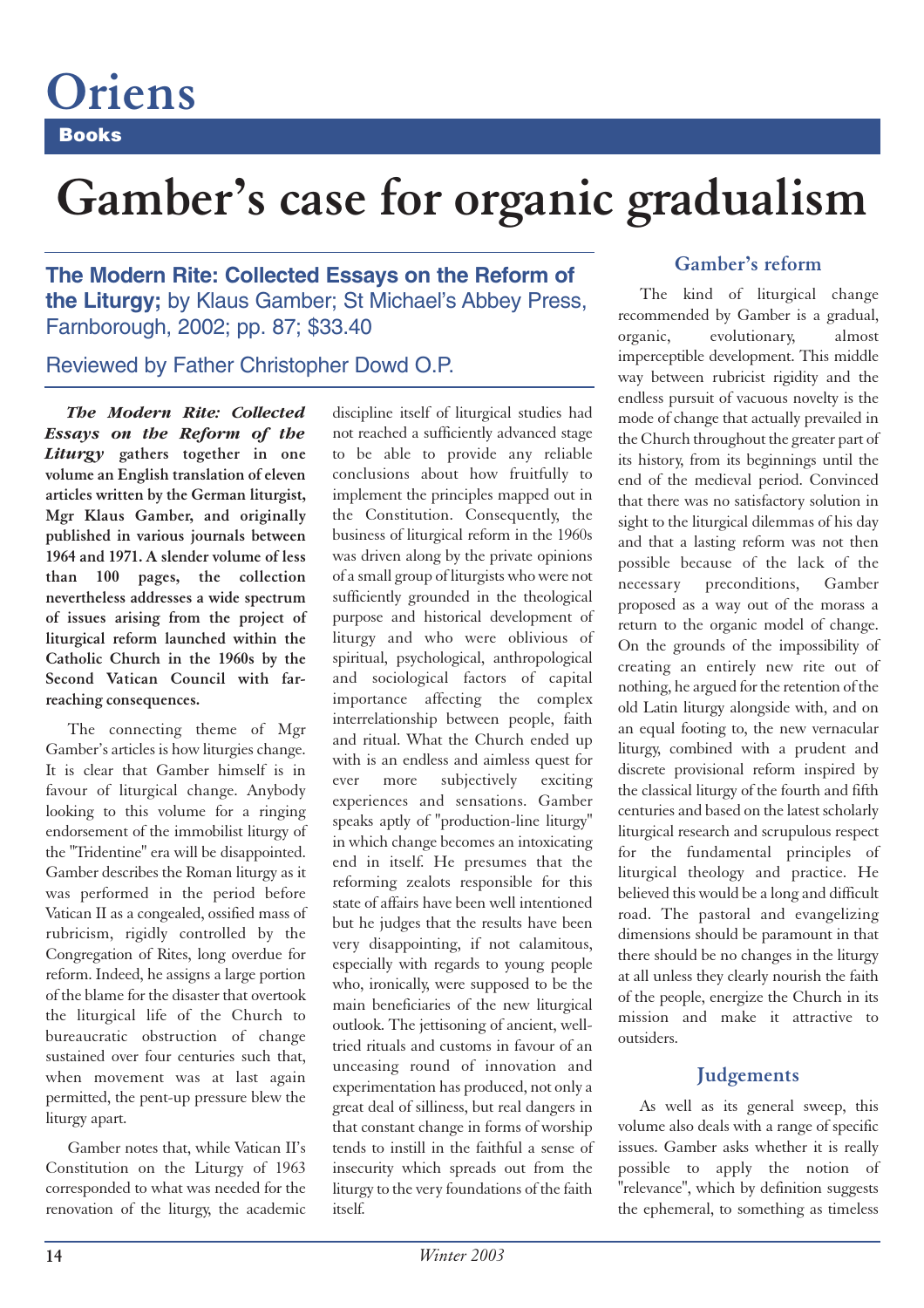# Oriens

## Books

# Gamber's case for organic gradualism

**The Modern Rite: Collected Essays on the Reform of the Liturgy;** by Klaus Gamber; St Michael's Abbey Press, Farnborough, 2002; pp. 87; $33.40

Reviewed by Father Christopher Dowd O.P.

***The Modern Rite: Collected Essays on the Reform of the Liturgy*** **gathers together in one volume an English translation of eleven articles written by the German liturgist, Mgr Klaus Gamber, and originally published in various journals between 1964 and 1971. A slender volume of less than 100 pages, the collection nevertheless addresses a wide spectrum of issues arising from the project of liturgical reform launched within the Catholic Church in the 1960s by the Second Vatican Council with far-reaching consequences.**

The connecting theme of Mgr Gamber's articles is how liturgies change. It is clear that Gamber himself is in favour of liturgical change. Anybody looking to this volume for a ringing endorsement of the immobilist liturgy of the "Tridentine" era will be disappointed. Gamber describes the Roman liturgy as it was performed in the period before Vatican II as a congealed, ossified mass of rubricism, rigidly controlled by the Congregation of Rites, long overdue for reform. Indeed, he assigns a large portion of the blame for the disaster that overtook the liturgical life of the Church to bureaucratic obstruction of change sustained over four centuries such that, when movement was at last again permitted, the pent-up pressure blew the liturgy apart.

Gamber notes that, while Vatican II's Constitution on the Liturgy of 1963 corresponded to what was needed for the renovation of the liturgy, the academic discipline itself of liturgical studies had not reached a sufficiently advanced stage to be able to provide any reliable conclusions about how fruitfully to implement the principles mapped out in the Constitution. Consequently, the business of liturgical reform in the 1960s was driven along by the private opinions of a small group of liturgists who were not sufficiently grounded in the theological purpose and historical development of liturgy and who were oblivious of spiritual, psychological, anthropological and sociological factors of capital importance affecting the complex interrelationship between people, faith and ritual. What the Church ended up with is an endless and aimless quest for ever more subjectively exciting experiences and sensations. Gamber speaks aptly of "production-line liturgy" in which change becomes an intoxicating end in itself. He presumes that the reforming zealots responsible for this state of affairs have been well intentioned but he judges that the results have been very disappointing, if not calamitous, especially with regards to young people who, ironically, were supposed to be the main beneficiaries of the new liturgical outlook. The jettisoning of ancient, well-tried rituals and customs in favour of an unceasing round of innovation and experimentation has produced, not only a great deal of silliness, but real dangers in that constant change in forms of worship tends to instill in the faithful a sense of insecurity which spreads out from the liturgy to the very foundations of the faith itself.

### Gamber's reform

The kind of liturgical change recommended by Gamber is a gradual, organic, evolutionary, almost imperceptible development. This middle way between rubricist rigidity and the endless pursuit of vacuous novelty is the mode of change that actually prevailed in the Church throughout the greater part of its history, from its beginnings until the end of the medieval period. Convinced that there was no satisfactory solution in sight to the liturgical dilemmas of his day and that a lasting reform was not then possible because of the lack of the necessary preconditions, Gamber proposed as a way out of the morass a return to the organic model of change. On the grounds of the impossibility of creating an entirely new rite out of nothing, he argued for the retention of the old Latin liturgy alongside with, and on an equal footing to, the new vernacular liturgy, combined with a prudent and discrete provisional reform inspired by the classical liturgy of the fourth and fifth centuries and based on the latest scholarly liturgical research and scrupulous respect for the fundamental principles of liturgical theology and practice. He believed this would be a long and difficult road. The pastoral and evangelizing dimensions should be paramount in that there should be no changes in the liturgy at all unless they clearly nourish the faith of the people, energize the Church in its mission and make it attractive to outsiders.

### Judgements

As well as its general sweep, this volume also deals with a range of specific issues. Gamber asks whether it is really possible to apply the notion of "relevance", which by definition suggests the ephemeral, to something as timeless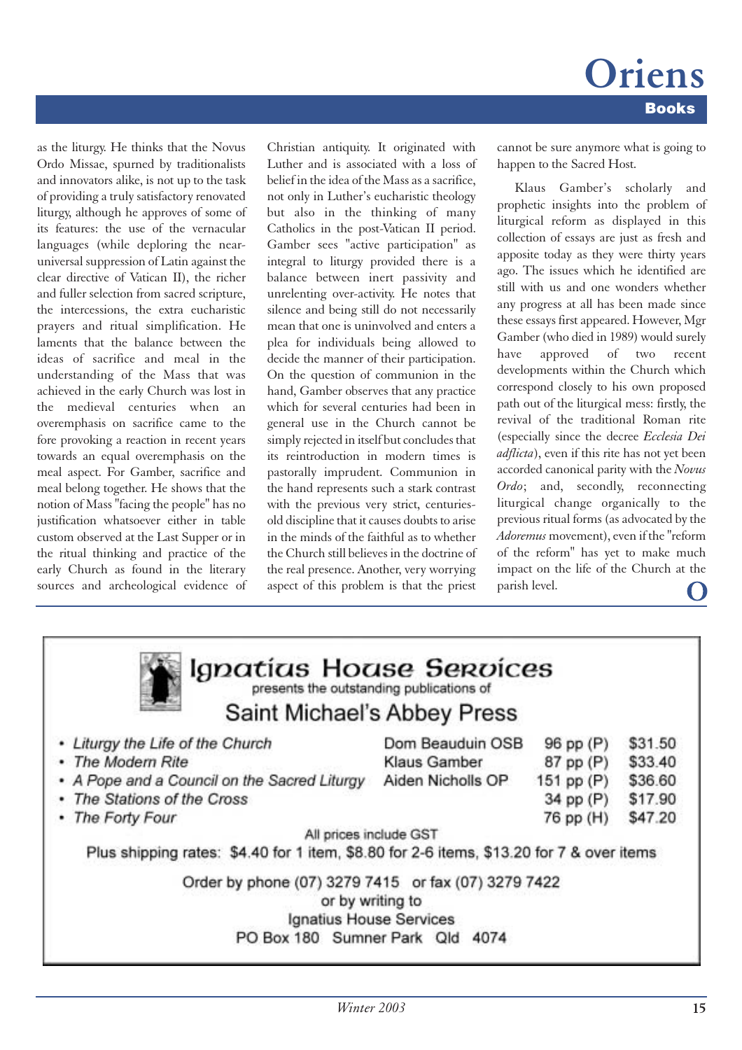as the liturgy. He thinks that the Novus Ordo Missae, spurned by traditionalists and innovators alike, is not up to the task of providing a truly satisfactory renovated liturgy, although he approves of some of its features: the use of the vernacular languages (while deploring the near-universal suppression of Latin against the clear directive of Vatican II), the richer and fuller selection from sacred scripture, the intercessions, the extra eucharistic prayers and ritual simplification. He laments that the balance between the ideas of sacrifice and meal in the understanding of the Mass that was achieved in the early Church was lost in the medieval centuries when an overemphasis on sacrifice came to the fore provoking a reaction in recent years towards an equal overemphasis on the meal aspect. For Gamber, sacrifice and meal belong together. He shows that the notion of Mass "facing the people" has no justification whatsoever either in table custom observed at the Last Supper or in the ritual thinking and practice of the early Church as found in the literary sources and archeological evidence of Christian antiquity. It originated with Luther and is associated with a loss of belief in the idea of the Mass as a sacrifice, not only in Luther's eucharistic theology but also in the thinking of many Catholics in the post-Vatican II period. Gamber sees "active participation" as integral to liturgy provided there is a balance between inert passivity and unrelenting over-activity. He notes that silence and being still do not necessarily mean that one is uninvolved and enters a plea for individuals being allowed to decide the manner of their participation. On the question of communion in the hand, Gamber observes that any practice which for several centuries had been in general use in the Church cannot be simply rejected in itself but concludes that its reintroduction in modern times is pastorally imprudent. Communion in the hand represents such a stark contrast with the previous very strict, centuries-old discipline that it causes doubts to arise in the minds of the faithful as to whether the Church still believes in the doctrine of the real presence. Another, very worrying aspect of this problem is that the priest cannot be sure anymore what is going to happen to the Sacred Host.

Klaus Gamber's scholarly and prophetic insights into the problem of liturgical reform as displayed in this collection of essays are just as fresh and apposite today as they were thirty years ago. The issues which he identified are still with us and one wonders whether any progress at all has been made since these essays first appeared. However, Mgr Gamber (who died in 1989) would surely have approved of two recent developments within the Church which correspond closely to his own proposed path out of the liturgical mess: firstly, the revival of the traditional Roman rite (especially since the decree *Ecclesia Dei adflicta*), even if this rite has not yet been accorded canonical parity with the *Novus Ordo*; and, secondly, reconnecting liturgical change organically to the previous ritual forms (as advocated by the *Adoremus* movement), even if the "reform of the reform" has yet to make much impact on the life of the Church at the parish level.

---

**Ignatius House Services**
presents the outstanding publications of
**Saint Michael's Abbey Press**

| Title | Author | Pages | Price |
|---|---|---|---|
| *Liturgy the Life of the Church* | Dom Beauduin OSB | 96 pp (P) | $31.50 |
| *The Modern Rite* | Klaus Gamber | 87 pp (P) | $33.40 |
| *A Pope and a Council on the Sacred Liturgy* | Aiden Nicholls OP | 151 pp (P) | $36.60 |
| *The Stations of the Cross* | | 34 pp (P) | $17.90 |
| *The Forty Four* | | 76 pp (H) | $47.20 |

All prices include GST

Plus shipping rates: $4.40 for 1 item, $8.80 for 2-6 items, $13.20 for 7 & over items

Order by phone (07) 3279 7415 or fax (07) 3279 7422
or by writing to
Ignatius House Services
PO Box 180 Sumner Park Qld 4074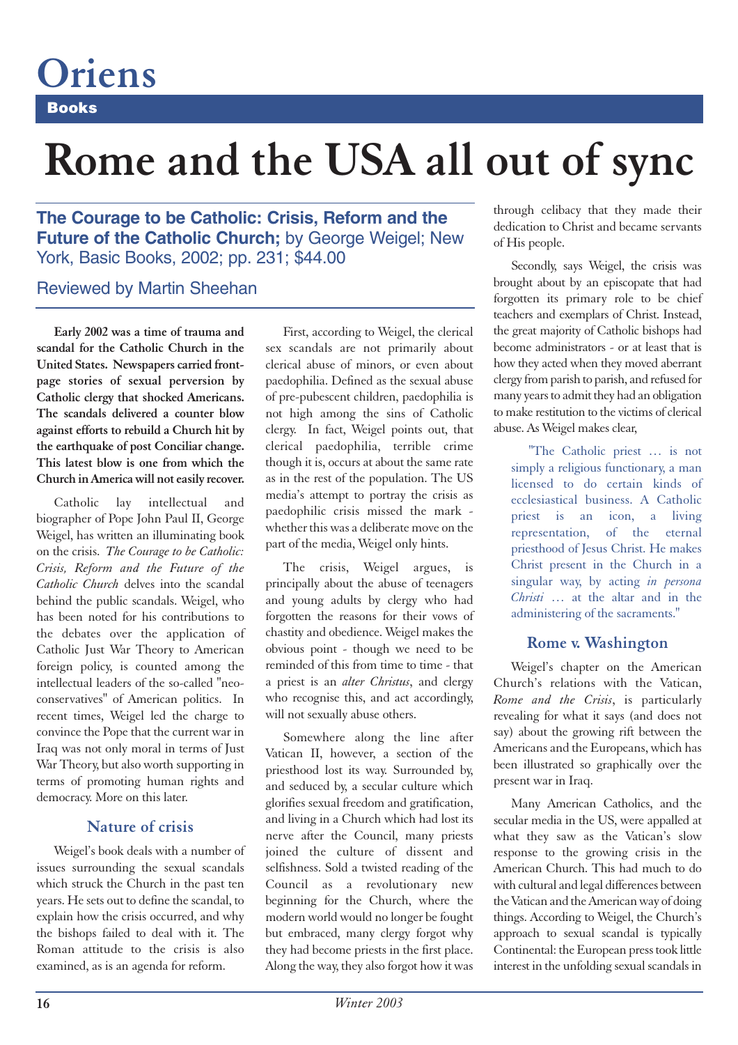Oriens

Books

# Rome and the USA all out of sync

**The Courage to be Catholic: Crisis, Reform and the Future of the Catholic Church;** by George Weigel; New York, Basic Books, 2002; pp. 231; $44.00

Reviewed by Martin Sheehan

**Early 2002 was a time of trauma and scandal for the Catholic Church in the United States. Newspapers carried front-page stories of sexual perversion by Catholic clergy that shocked Americans. The scandals delivered a counter blow against efforts to rebuild a Church hit by the earthquake of post Conciliar change. This latest blow is one from which the Church in America will not easily recover.**

Catholic lay intellectual and biographer of Pope John Paul II, George Weigel, has written an illuminating book on the crisis. *The Courage to be Catholic: Crisis, Reform and the Future of the Catholic Church* delves into the scandal behind the public scandals. Weigel, who has been noted for his contributions to the debates over the application of Catholic Just War Theory to American foreign policy, is counted among the intellectual leaders of the so-called "neo-conservatives" of American politics. In recent times, Weigel led the charge to convince the Pope that the current war in Iraq was not only moral in terms of Just War Theory, but also worth supporting in terms of promoting human rights and democracy. More on this later.

## Nature of crisis

Weigel's book deals with a number of issues surrounding the sexual scandals which struck the Church in the past ten years. He sets out to define the scandal, to explain how the crisis occurred, and why the bishops failed to deal with it. The Roman attitude to the crisis is also examined, as is an agenda for reform.

First, according to Weigel, the clerical sex scandals are not primarily about clerical abuse of minors, or even about paedophilia. Defined as the sexual abuse of pre-pubescent children, paedophilia is not high among the sins of Catholic clergy. In fact, Weigel points out, that clerical paedophilia, terrible crime though it is, occurs at about the same rate as in the rest of the population. The US media's attempt to portray the crisis as paedophilic crisis missed the mark - whether this was a deliberate move on the part of the media, Weigel only hints.

The crisis, Weigel argues, is principally about the abuse of teenagers and young adults by clergy who had forgotten the reasons for their vows of chastity and obedience. Weigel makes the obvious point - though we need to be reminded of this from time to time - that a priest is an *alter Christus*, and clergy who recognise this, and act accordingly, will not sexually abuse others.

Somewhere along the line after Vatican II, however, a section of the priesthood lost its way. Surrounded by, and seduced by, a secular culture which glorifies sexual freedom and gratification, and living in a Church which had lost its nerve after the Council, many priests joined the culture of dissent and selfishness. Sold a twisted reading of the Council as a revolutionary new beginning for the Church, where the modern world would no longer be fought but embraced, many clergy forgot why they had become priests in the first place. Along the way, they also forgot how it was through celibacy that they made their dedication to Christ and became servants of His people.

Secondly, says Weigel, the crisis was brought about by an episcopate that had forgotten its primary role to be chief teachers and exemplars of Christ. Instead, the great majority of Catholic bishops had become administrators - or at least that is how they acted when they moved aberrant clergy from parish to parish, and refused for many years to admit they had an obligation to make restitution to the victims of clerical abuse. As Weigel makes clear,

> "The Catholic priest … is not simply a religious functionary, a man licensed to do certain kinds of ecclesiastical business. A Catholic priest is an icon, a living representation, of the eternal priesthood of Jesus Christ. He makes Christ present in the Church in a singular way, by acting *in persona Christi* … at the altar and in the administering of the sacraments."

## Rome v. Washington

Weigel's chapter on the American Church's relations with the Vatican, *Rome and the Crisis*, is particularly revealing for what it says (and does not say) about the growing rift between the Americans and the Europeans, which has been illustrated so graphically over the present war in Iraq.

Many American Catholics, and the secular media in the US, were appalled at what they saw as the Vatican's slow response to the growing crisis in the American Church. This had much to do with cultural and legal differences between the Vatican and the American way of doing things. According to Weigel, the Church's approach to sexual scandal is typically Continental: the European press took little interest in the unfolding sexual scandals in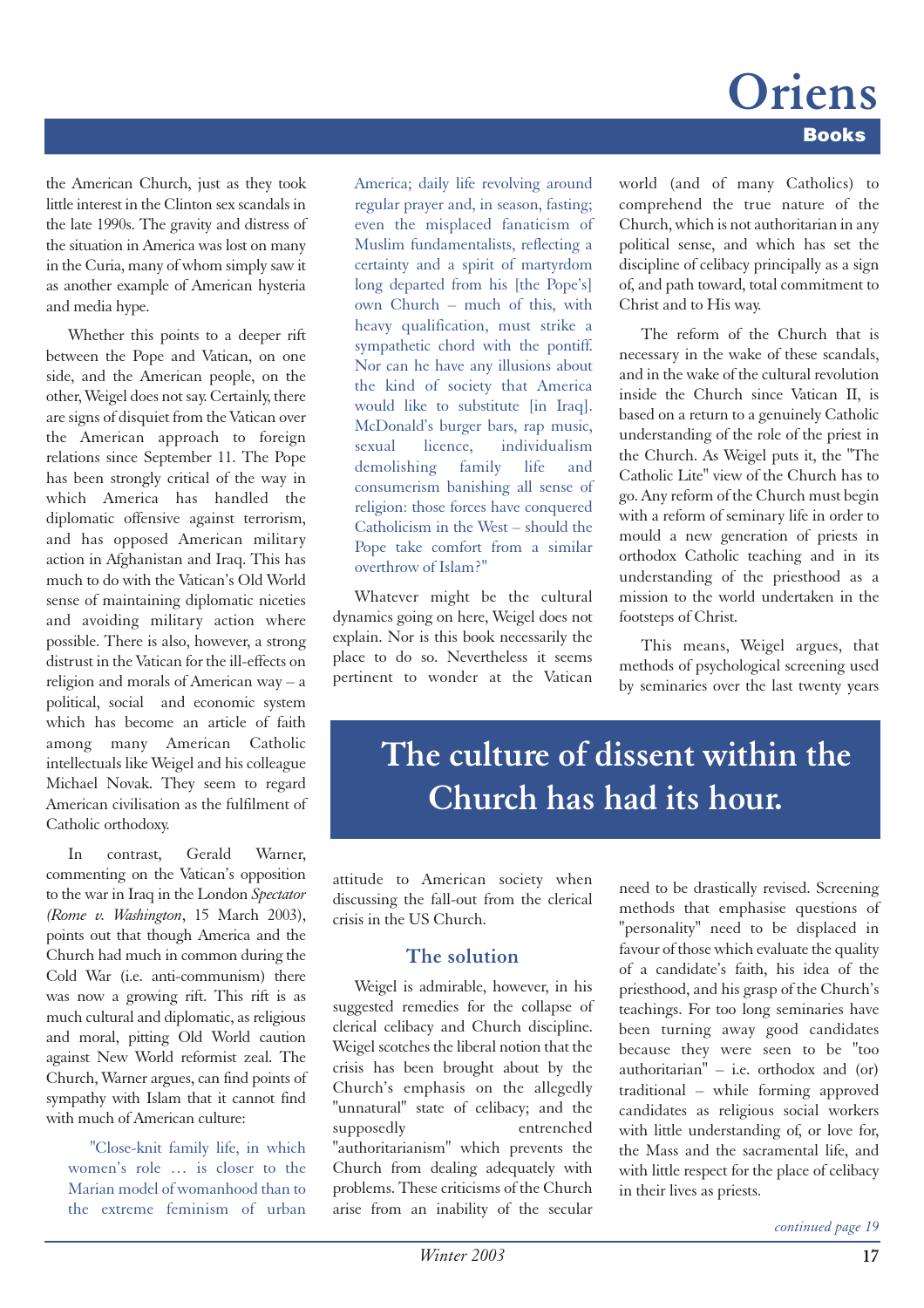the American Church, just as they took little interest in the Clinton sex scandals in the late 1990s. The gravity and distress of the situation in America was lost on many in the Curia, many of whom simply saw it as another example of American hysteria and media hype.

Whether this points to a deeper rift between the Pope and Vatican, on one side, and the American people, on the other, Weigel does not say. Certainly, there are signs of disquiet from the Vatican over the American approach to foreign relations since September 11. The Pope has been strongly critical of the way in which America has handled the diplomatic offensive against terrorism, and has opposed American military action in Afghanistan and Iraq. This has much to do with the Vatican's Old World sense of maintaining diplomatic niceties and avoiding military action where possible. There is also, however, a strong distrust in the Vatican for the ill-effects on religion and morals of American way – a political, social and economic system which has become an article of faith among many American Catholic intellectuals like Weigel and his colleague Michael Novak. They seem to regard American civilisation as the fulfilment of Catholic orthodoxy.

In contrast, Gerald Warner, commenting on the Vatican's opposition to the war in Iraq in the London *Spectator* (*Rome v. Washington*, 15 March 2003), points out that though America and the Church had much in common during the Cold War (i.e. anti-communism) there was now a growing rift. This rift is as much cultural and diplomatic, as religious and moral, pitting Old World caution against New World reformist zeal. The Church, Warner argues, can find points of sympathy with Islam that it cannot find with much of American culture:

> "Close-knit family life, in which women's role … is closer to the Marian model of womanhood than to the extreme feminism of urban America; daily life revolving around regular prayer and, in season, fasting; even the misplaced fanaticism of Muslim fundamentalists, reflecting a certainty and a spirit of martyrdom long departed from his [the Pope's] own Church – much of this, with heavy qualification, must strike a sympathetic chord with the pontiff. Nor can he have any illusions about the kind of society that America would like to substitute [in Iraq]. McDonald's burger bars, rap music, sexual licence, individualism demolishing family life and consumerism banishing all sense of religion: those forces have conquered Catholicism in the West – should the Pope take comfort from a similar overthrow of Islam?"

Whatever might be the cultural dynamics going on here, Weigel does not explain. Nor is this book necessarily the place to do so. Nevertheless it seems pertinent to wonder at the Vatican attitude to American society when discussing the fall-out from the clerical crisis in the US Church.

### The solution

Weigel is admirable, however, in his suggested remedies for the collapse of clerical celibacy and Church discipline. Weigel scotches the liberal notion that the crisis has been brought about by the Church's emphasis on the allegedly "unnatural" state of celibacy; and the supposedly entrenched "authoritarianism" which prevents the Church from dealing adequately with problems. These criticisms of the Church arise from an inability of the secular world (and of many Catholics) to comprehend the true nature of the Church, which is not authoritarian in any political sense, and which has set the discipline of celibacy principally as a sign of, and path toward, total commitment to Christ and to His way.

The reform of the Church that is necessary in the wake of these scandals, and in the wake of the cultural revolution inside the Church since Vatican II, is based on a return to a genuinely Catholic understanding of the role of the priest in the Church. As Weigel puts it, the "The Catholic Lite" view of the Church has to go. Any reform of the Church must begin with a reform of seminary life in order to mould a new generation of priests in orthodox Catholic teaching and in its understanding of the priesthood as a mission to the world undertaken in the footsteps of Christ.

**The culture of dissent within the Church has had its hour.**

This means, Weigel argues, that methods of psychological screening used by seminaries over the last twenty years need to be drastically revised. Screening methods that emphasise questions of "personality" need to be displaced in favour of those which evaluate the quality of a candidate's faith, his idea of the priesthood, and his grasp of the Church's teachings. For too long seminaries have been turning away good candidates because they were seen to be "too authoritarian" – i.e. orthodox and (or) traditional – while forming approved candidates as religious social workers with little understanding of, or love for, the Mass and the sacramental life, and with little respect for the place of celibacy in their lives as priests.

*continued page 19*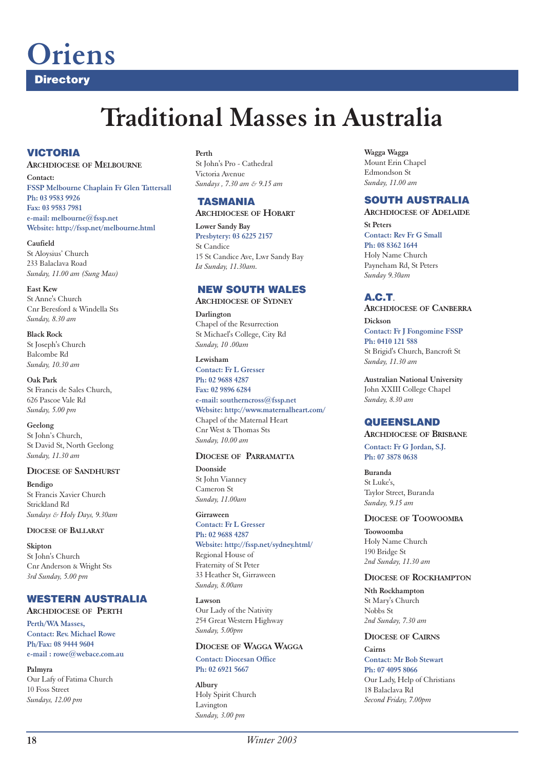# Oriens

**Directory**

# Traditional Masses in Australia

## VICTORIA

### Archdiocese of Melbourne

**Contact:**
**FSSP Melbourne Chaplain Fr Glen Tattersall**
**Ph: 03 9583 9926**
**Fax: 03 9583 7981**
**e-mail: melbourne@fssp.net**
**Website: http://fssp.net/melbourne.html**

**Caufield**
St Aloysius' Church
233 Balaclava Road
*Sunday, 11.00 am (Sung Mass)*

**East Kew**
St Anne's Church
Cnr Beresford & Windella Sts
*Sunday, 8.30 am*

**Black Rock**
St Joseph's Church
Balcombe Rd
*Sunday, 10.30 am*

**Oak Park**
St Francis de Sales Church,
626 Pascoe Vale Rd
*Sunday, 5.00 pm*

**Geelong**
St John's Church,
St David St, North Geelong
*Sunday, 11.30 am*

### Diocese of Sandhurst

**Bendigo**
St Francis Xavier Church
Strickland Rd
*Sundays & Holy Days, 9.30am*

### Diocese of Ballarat

**Skipton**
St John's Church
Cnr Anderson & Wright Sts
*3rd Sunday, 5.00 pm*

## WESTERN AUSTRALIA

### Archdiocese of Perth

**Perth/WA Masses,**
**Contact: Rev. Michael Rowe**
**Ph/Fax: 08 9444 9604**
**e-mail : rowe@webace.com.au**

**Palmyra**
Our Lafy of Fatima Church
10 Foss Street
*Sundays, 12.00 pm*

**Perth**
St John's Pro - Cathedral
Victoria Avenue
*Sundays , 7.30 am & 9.15 am*

## TASMANIA

### Archdiocese of Hobart

**Lower Sandy Bay**
**Presbytery: 03 6225 2157**
St Candice
15 St Candice Ave, Lwr Sandy Bay
*Ist Sunday, 11.30am.*

## NEW SOUTH WALES

### Archdiocese of Sydney

**Darlington**
Chapel of the Resurrection
St Michael's College, City Rd
*Sunday, 10 .00am*

**Lewisham**
**Contact: Fr L Gresser**
**Ph: 02 9688 4287**
**Fax: 02 9896 6284**
**e-mail: southerncross@fssp.net**
**Website: http://www.maternalheart.com/**
Chapel of the Maternal Heart
Cnr West & Thomas Sts
*Sunday, 10.00 am*

### Diocese of Parramatta

**Doonside**
St John Vianney
Cameron St
*Sunday, 11.00am*

**Girraween**
**Contact: Fr L Gresser**
**Ph: 02 9688 4287**
**Website: http://fssp.net/sydney.html/**
Regional House of
Fraternity of St Peter
33 Heather St, Girraween
*Sunday, 8.00am*

**Lawson**
Our Lady of the Nativity
254 Great Western Highway
*Sunday, 5.00pm*

### Diocese of Wagga Wagga

**Contact: Diocesan Office**
**Ph: 02 6921 5667**

**Albury**
Holy Spirit Church
Lavington
*Sunday, 3.00 pm*

**Wagga Wagga**
Mount Erin Chapel
Edmondson St
*Sunday, 11.00 am*

## SOUTH AUSTRALIA

### Archdiocese of Adelaide

**St Peters**
**Contact: Rev Fr G Small**
**Ph: 08 8362 1644**
Holy Name Church
Payneham Rd, St Peters
*Sunday 9.30am*

## A.C.T.

### Archdiocese of Canberra

**Dickson**
**Contact: Fr J Fongomine FSSP**
**Ph: 0410 121 588**
St Brigid's Church, Bancroft St
*Sunday, 11.30 am*

**Australian National University**
John XXIII College Chapel
*Sunday, 8.30 am*

## QUEENSLAND

### Archdiocese of Brisbane

**Contact: Fr G Jordan, S.J.**
**Ph: 07 3878 0638**

**Buranda**
St Luke's,
Taylor Street, Buranda
*Sunday, 9.15 am*

### Diocese of Toowoomba

**Toowoomba**
Holy Name Church
190 Bridge St
*2nd Sunday, 11.30 am*

### Diocese of Rockhampton

**Nth Rockhampton**
St Mary's Church
Nobbs St
*2nd Sunday, 7.30 am*

### Diocese of Cairns

**Cairns**
**Contact: Mr Bob Stewart**
**Ph: 07 4095 8066**
Our Lady, Help of Christians
18 Balaclava Rd
*Second Friday, 7.00pm*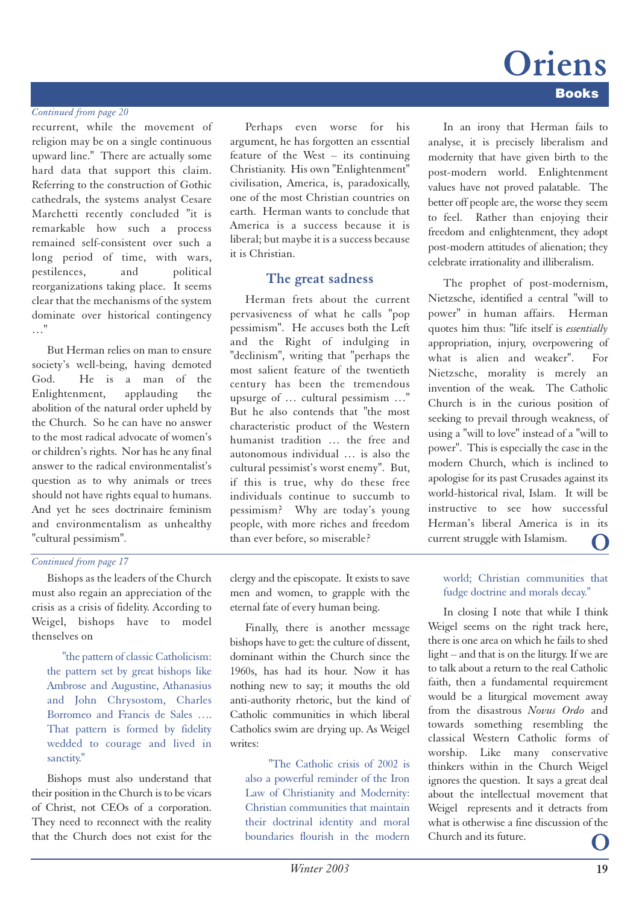*Continued from page 20*

recurrent, while the movement of religion may be on a single continuous upward line." There are actually some hard data that support this claim. Referring to the construction of Gothic cathedrals, the systems analyst Cesare Marchetti recently concluded "it is remarkable how such a process remained self-consistent over such a long period of time, with wars, pestilences, and political reorganizations taking place. It seems clear that the mechanisms of the system dominate over historical contingency …"

But Herman relies on man to ensure society's well-being, having demoted God. He is a man of the Enlightenment, applauding the abolition of the natural order upheld by the Church. So he can have no answer to the most radical advocate of women's or children's rights. Nor has he any final answer to the radical environmentalist's question as to why animals or trees should not have rights equal to humans. And yet he sees doctrinaire feminism and environmentalism as unhealthy "cultural pessimism".

Perhaps even worse for his argument, he has forgotten an essential feature of the West – its continuing Christianity. His own "Enlightenment" civilisation, America, is, paradoxically, one of the most Christian countries on earth. Herman wants to conclude that America is a success because it is liberal; but maybe it is a success because it is Christian.

## The great sadness

Herman frets about the current pervasiveness of what he calls "pop pessimism". He accuses both the Left and the Right of indulging in "declinism", writing that "perhaps the most salient feature of the twentieth century has been the tremendous upsurge of … cultural pessimism …" But he also contends that "the most characteristic product of the Western humanist tradition … the free and autonomous individual … is also the cultural pessimist's worst enemy". But, if this is true, why do these free individuals continue to succumb to pessimism? Why are today's young people, with more riches and freedom than ever before, so miserable?

In an irony that Herman fails to analyse, it is precisely liberalism and modernity that have given birth to the post-modern world. Enlightenment values have not proved palatable. The better off people are, the worse they seem to feel. Rather than enjoying their freedom and enlightenment, they adopt post-modern attitudes of alienation; they celebrate irrationality and illiberalism.

The prophet of post-modernism, Nietzsche, identified a central "will to power" in human affairs. Herman quotes him thus: "life itself is *essentially* appropriation, injury, overpowering of what is alien and weaker". For Nietzsche, morality is merely an invention of the weak. The Catholic Church is in the curious position of seeking to prevail through weakness, of using a "will to love" instead of a "will to power". This is especially the case in the modern Church, which is inclined to apologise for its past Crusades against its world-historical rival, Islam. It will be instructive to see how successful Herman's liberal America is in its current struggle with Islamism. **O**

---

*Continued from page 17*

Bishops as the leaders of the Church must also regain an appreciation of the crisis as a crisis of fidelity. According to Weigel, bishops have to model thenselves on

> "the pattern of classic Catholicism: the pattern set by great bishops like Ambrose and Augustine, Athanasius and John Chrysostom, Charles Borromeo and Francis de Sales …. That pattern is formed by fidelity wedded to courage and lived in sanctity."

Bishops must also understand that their position in the Church is to be vicars of Christ, not CEOs of a corporation. They need to reconnect with the reality that the Church does not exist for the clergy and the episcopate. It exists to save men and women, to grapple with the eternal fate of every human being.

Finally, there is another message bishops have to get: the culture of dissent, dominant within the Church since the 1960s, has had its hour. Now it has nothing new to say; it mouths the old anti-authority rhetoric, but the kind of Catholic communities in which liberal Catholics swim are drying up. As Weigel writes:

> "The Catholic crisis of 2002 is also a powerful reminder of the Iron Law of Christianity and Modernity: Christian communities that maintain their doctrinal identity and moral boundaries flourish in the modern world; Christian communities that fudge doctrine and morals decay."

In closing I note that while I think Weigel seems on the right track here, there is one area on which he fails to shed light – and that is on the liturgy. If we are to talk about a return to the real Catholic faith, then a fundamental requirement would be a liturgical movement away from the disastrous *Novus Ordo* and towards something resembling the classical Western Catholic forms of worship. Like many conservative thinkers within in the Church Weigel ignores the question. It says a great deal about the intellectual movement that Weigel represents and it detracts from what is otherwise a fine discussion of the Church and its future. **O**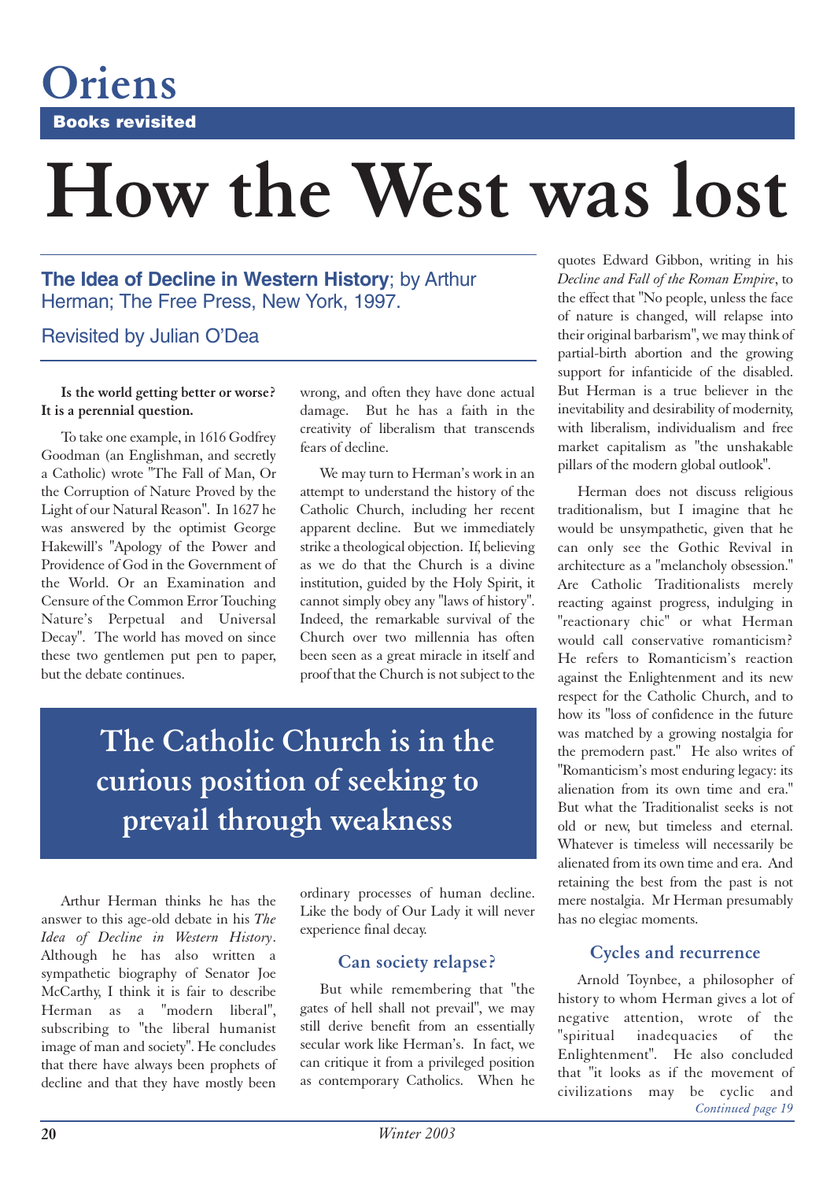# Oriens

**Books revisited**

# How the West was lost

### **The Idea of Decline in Western History**; by Arthur Herman; The Free Press, New York, 1997.

### Revisited by Julian O'Dea

**Is the world getting better or worse? It is a perennial question.**

To take one example, in 1616 Godfrey Goodman (an Englishman, and secretly a Catholic) wrote "The Fall of Man, Or the Corruption of Nature Proved by the Light of our Natural Reason". In 1627 he was answered by the optimist George Hakewill's "Apology of the Power and Providence of God in the Government of the World. Or an Examination and Censure of the Common Error Touching Nature's Perpetual and Universal Decay". The world has moved on since these two gentlemen put pen to paper, but the debate continues.

Arthur Herman thinks he has the answer to this age-old debate in his *The Idea of Decline in Western History*. Although he has also written a sympathetic biography of Senator Joe McCarthy, I think it is fair to describe Herman as a "modern liberal", subscribing to "the liberal humanist image of man and society". He concludes that there have always been prophets of decline and that they have mostly been wrong, and often they have done actual damage. But he has a faith in the creativity of liberalism that transcends fears of decline.

We may turn to Herman's work in an attempt to understand the history of the Catholic Church, including her recent apparent decline. But we immediately strike a theological objection. If, believing as we do that the Church is a divine institution, guided by the Holy Spirit, it cannot simply obey any "laws of history". Indeed, the remarkable survival of the Church over two millennia has often been seen as a great miracle in itself and proof that the Church is not subject to the ordinary processes of human decline. Like the body of Our Lady it will never experience final decay.

> **The Catholic Church is in the curious position of seeking to prevail through weakness**

### Can society relapse?

But while remembering that "the gates of hell shall not prevail", we may still derive benefit from an essentially secular work like Herman's. In fact, we can critique it from a privileged position as contemporary Catholics. When he quotes Edward Gibbon, writing in his *Decline and Fall of the Roman Empire*, to the effect that "No people, unless the face of nature is changed, will relapse into their original barbarism", we may think of partial-birth abortion and the growing support for infanticide of the disabled. But Herman is a true believer in the inevitability and desirability of modernity, with liberalism, individualism and free market capitalism as "the unshakable pillars of the modern global outlook".

Herman does not discuss religious traditionalism, but I imagine that he would be unsympathetic, given that he can only see the Gothic Revival in architecture as a "melancholy obsession." Are Catholic Traditionalists merely reacting against progress, indulging in "reactionary chic" or what Herman would call conservative romanticism? He refers to Romanticism's reaction against the Enlightenment and its new respect for the Catholic Church, and to how its "loss of confidence in the future was matched by a growing nostalgia for the premodern past." He also writes of "Romanticism's most enduring legacy: its alienation from its own time and era." But what the Traditionalist seeks is not old or new, but timeless and eternal. Whatever is timeless will necessarily be alienated from its own time and era. And retaining the best from the past is not mere nostalgia. Mr Herman presumably has no elegiac moments.

### Cycles and recurrence

Arnold Toynbee, a philosopher of history to whom Herman gives a lot of negative attention, wrote of the "spiritual inadequacies of the Enlightenment". He also concluded that "it looks as if the movement of civilizations may be cyclic and

*Continued page 19*

Winter 2003